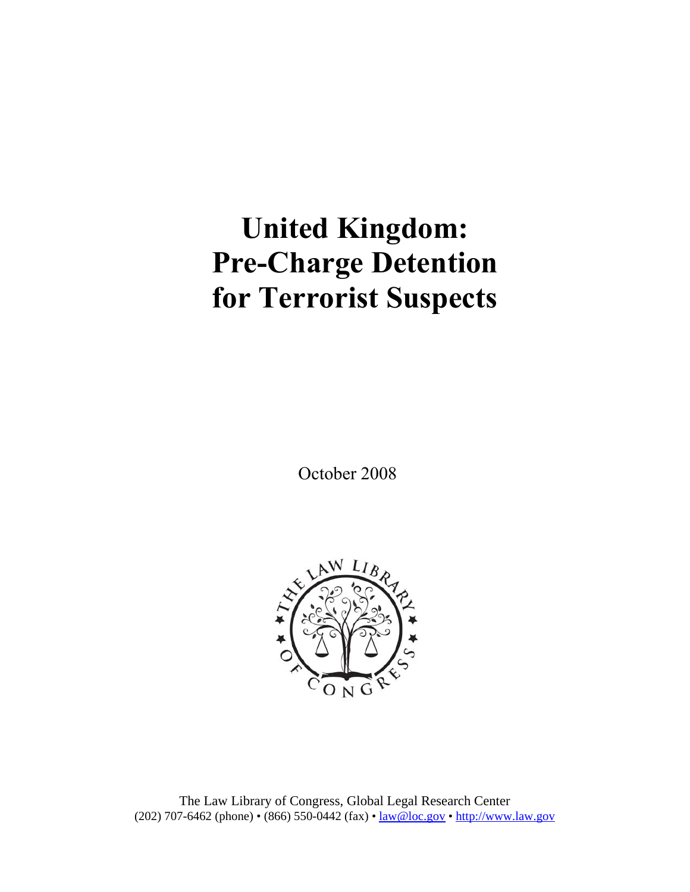# United Kingdom: Pre-Charge Detention for Terrorist Suspects

October 2008

The Law Library of Congress, Global Legal Research Center
(202) 707-6462 (phone) • (866) 550-0442 (fax) • law@loc.gov • http://www.law.gov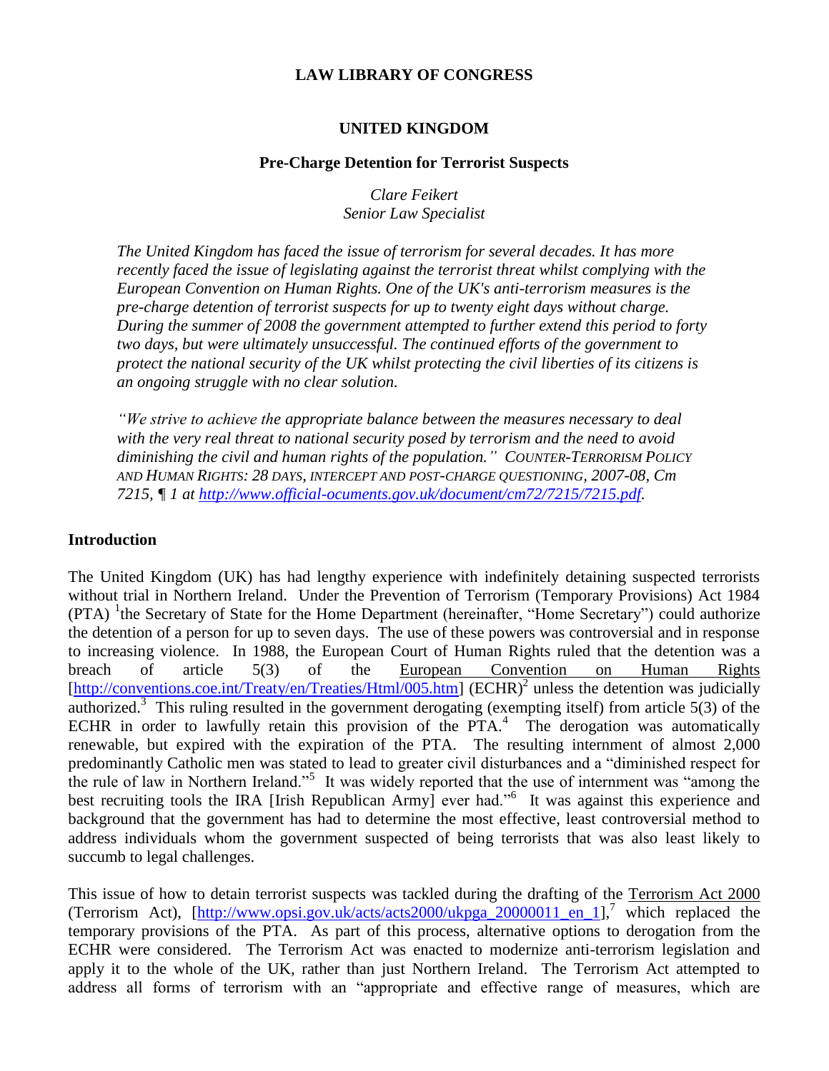**LAW LIBRARY OF CONGRESS**

**UNITED KINGDOM**

**Pre-Charge Detention for Terrorist Suspects**

*Clare Feikert*
*Senior Law Specialist*

*The United Kingdom has faced the issue of terrorism for several decades. It has more recently faced the issue of legislating against the terrorist threat whilst complying with the European Convention on Human Rights. One of the UK's anti-terrorism measures is the pre-charge detention of terrorist suspects for up to twenty eight days without charge. During the summer of 2008 the government attempted to further extend this period to forty two days, but were ultimately unsuccessful. The continued efforts of the government to protect the national security of the UK whilst protecting the civil liberties of its citizens is an ongoing struggle with no clear solution.*

*"We strive to achieve the appropriate balance between the measures necessary to deal with the very real threat to national security posed by terrorism and the need to avoid diminishing the civil and human rights of the population." COUNTER-TERRORISM POLICY AND HUMAN RIGHTS: 28 DAYS, INTERCEPT AND POST-CHARGE QUESTIONING, 2007-08, Cm 7215, ¶ 1 at http://www.official-ocuments.gov.uk/document/cm72/7215/7215.pdf.*

## Introduction

The United Kingdom (UK) has had lengthy experience with indefinitely detaining suspected terrorists without trial in Northern Ireland. Under the Prevention of Terrorism (Temporary Provisions) Act 1984 (PTA) [1]the Secretary of State for the Home Department (hereinafter, "Home Secretary") could authorize the detention of a person for up to seven days. The use of these powers was controversial and in response to increasing violence. In 1988, the European Court of Human Rights ruled that the detention was a breach of article 5(3) of the European Convention on Human Rights [http://conventions.coe.int/Treaty/en/Treaties/Html/005.htm] (ECHR)[2] unless the detention was judicially authorized.[3] This ruling resulted in the government derogating (exempting itself) from article 5(3) of the ECHR in order to lawfully retain this provision of the PTA.[4] The derogation was automatically renewable, but expired with the expiration of the PTA. The resulting internment of almost 2,000 predominantly Catholic men was stated to lead to greater civil disturbances and a "diminished respect for the rule of law in Northern Ireland."[5] It was widely reported that the use of internment was "among the best recruiting tools the IRA [Irish Republican Army] ever had."[6] It was against this experience and background that the government has had to determine the most effective, least controversial method to address individuals whom the government suspected of being terrorists that was also least likely to succumb to legal challenges.

This issue of how to detain terrorist suspects was tackled during the drafting of the Terrorism Act 2000 (Terrorism Act), [http://www.opsi.gov.uk/acts/acts2000/ukpga_20000011_en_1],[7] which replaced the temporary provisions of the PTA. As part of this process, alternative options to derogation from the ECHR were considered. The Terrorism Act was enacted to modernize anti-terrorism legislation and apply it to the whole of the UK, rather than just Northern Ireland. The Terrorism Act attempted to address all forms of terrorism with an "appropriate and effective range of measures, which are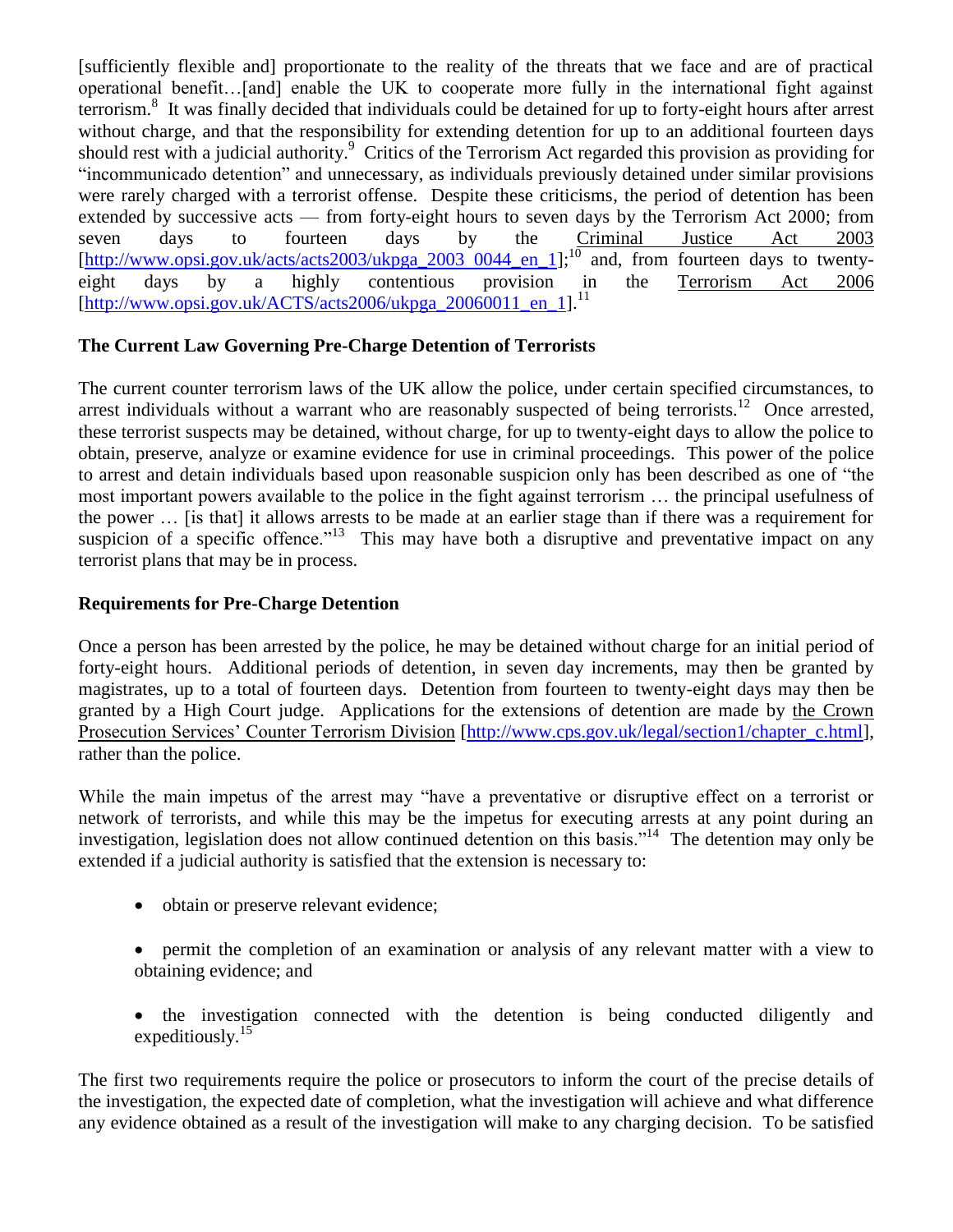[sufficiently flexible and] proportionate to the reality of the threats that we face and are of practical operational benefit…[and] enable the UK to cooperate more fully in the international fight against terrorism.[8] It was finally decided that individuals could be detained for up to forty-eight hours after arrest without charge, and that the responsibility for extending detention for up to an additional fourteen days should rest with a judicial authority.[9] Critics of the Terrorism Act regarded this provision as providing for "incommunicado detention" and unnecessary, as individuals previously detained under similar provisions were rarely charged with a terrorist offense. Despite these criticisms, the period of detention has been extended by successive acts — from forty-eight hours to seven days by the Terrorism Act 2000; from seven days to fourteen days by the Criminal Justice Act 2003 [http://www.opsi.gov.uk/acts/acts2003/ukpga_2003_0044_en_1];[10] and, from fourteen days to twenty-eight days by a highly contentious provision in the Terrorism Act 2006 [http://www.opsi.gov.uk/ACTS/acts2006/ukpga_20060011_en_1].[11]

### The Current Law Governing Pre-Charge Detention of Terrorists

The current counter terrorism laws of the UK allow the police, under certain specified circumstances, to arrest individuals without a warrant who are reasonably suspected of being terrorists.[12] Once arrested, these terrorist suspects may be detained, without charge, for up to twenty-eight days to allow the police to obtain, preserve, analyze or examine evidence for use in criminal proceedings. This power of the police to arrest and detain individuals based upon reasonable suspicion only has been described as one of "the most important powers available to the police in the fight against terrorism … the principal usefulness of the power … [is that] it allows arrests to be made at an earlier stage than if there was a requirement for suspicion of a specific offence."[13] This may have both a disruptive and preventative impact on any terrorist plans that may be in process.

### Requirements for Pre-Charge Detention

Once a person has been arrested by the police, he may be detained without charge for an initial period of forty-eight hours. Additional periods of detention, in seven day increments, may then be granted by magistrates, up to a total of fourteen days. Detention from fourteen to twenty-eight days may then be granted by a High Court judge. Applications for the extensions of detention are made by the Crown Prosecution Services' Counter Terrorism Division [http://www.cps.gov.uk/legal/section1/chapter_c.html], rather than the police.

While the main impetus of the arrest may "have a preventative or disruptive effect on a terrorist or network of terrorists, and while this may be the impetus for executing arrests at any point during an investigation, legislation does not allow continued detention on this basis."[14] The detention may only be extended if a judicial authority is satisfied that the extension is necessary to:

- obtain or preserve relevant evidence;
- permit the completion of an examination or analysis of any relevant matter with a view to obtaining evidence; and
- the investigation connected with the detention is being conducted diligently and expeditiously.[15]

The first two requirements require the police or prosecutors to inform the court of the precise details of the investigation, the expected date of completion, what the investigation will achieve and what difference any evidence obtained as a result of the investigation will make to any charging decision. To be satisfied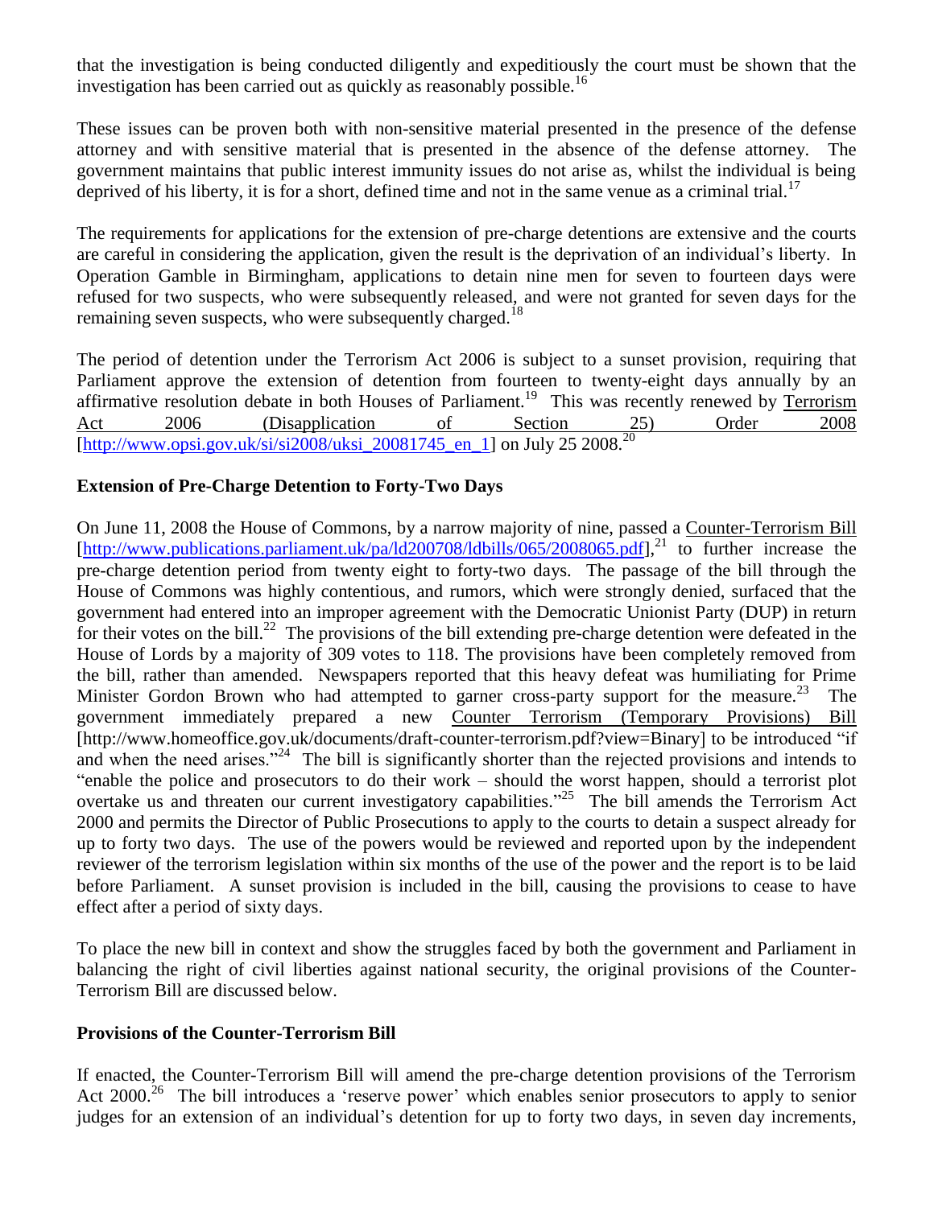that the investigation is being conducted diligently and expeditiously the court must be shown that the investigation has been carried out as quickly as reasonably possible.[16]

These issues can be proven both with non-sensitive material presented in the presence of the defense attorney and with sensitive material that is presented in the absence of the defense attorney. The government maintains that public interest immunity issues do not arise as, whilst the individual is being deprived of his liberty, it is for a short, defined time and not in the same venue as a criminal trial.[17]

The requirements for applications for the extension of pre-charge detentions are extensive and the courts are careful in considering the application, given the result is the deprivation of an individual's liberty. In Operation Gamble in Birmingham, applications to detain nine men for seven to fourteen days were refused for two suspects, who were subsequently released, and were not granted for seven days for the remaining seven suspects, who were subsequently charged.[18]

The period of detention under the Terrorism Act 2006 is subject to a sunset provision, requiring that Parliament approve the extension of detention from fourteen to twenty-eight days annually by an affirmative resolution debate in both Houses of Parliament.[19] This was recently renewed by Terrorism Act 2006 (Disapplication of Section 25) Order 2008 [http://www.opsi.gov.uk/si/si2008/uksi_20081745_en_1] on July 25 2008.[20]

**Extension of Pre-Charge Detention to Forty-Two Days**

On June 11, 2008 the House of Commons, by a narrow majority of nine, passed a Counter-Terrorism Bill [http://www.publications.parliament.uk/pa/ld200708/ldbills/065/2008065.pdf],[21] to further increase the pre-charge detention period from twenty eight to forty-two days. The passage of the bill through the House of Commons was highly contentious, and rumors, which were strongly denied, surfaced that the government had entered into an improper agreement with the Democratic Unionist Party (DUP) in return for their votes on the bill.[22] The provisions of the bill extending pre-charge detention were defeated in the House of Lords by a majority of 309 votes to 118. The provisions have been completely removed from the bill, rather than amended. Newspapers reported that this heavy defeat was humiliating for Prime Minister Gordon Brown who had attempted to garner cross-party support for the measure.[23] The government immediately prepared a new Counter Terrorism (Temporary Provisions) Bill [http://www.homeoffice.gov.uk/documents/draft-counter-terrorism.pdf?view=Binary] to be introduced "if and when the need arises."[24] The bill is significantly shorter than the rejected provisions and intends to "enable the police and prosecutors to do their work – should the worst happen, should a terrorist plot overtake us and threaten our current investigatory capabilities."[25] The bill amends the Terrorism Act 2000 and permits the Director of Public Prosecutions to apply to the courts to detain a suspect already for up to forty two days. The use of the powers would be reviewed and reported upon by the independent reviewer of the terrorism legislation within six months of the use of the power and the report is to be laid before Parliament. A sunset provision is included in the bill, causing the provisions to cease to have effect after a period of sixty days.

To place the new bill in context and show the struggles faced by both the government and Parliament in balancing the right of civil liberties against national security, the original provisions of the Counter-Terrorism Bill are discussed below.

**Provisions of the Counter-Terrorism Bill**

If enacted, the Counter-Terrorism Bill will amend the pre-charge detention provisions of the Terrorism Act 2000.[26] The bill introduces a 'reserve power' which enables senior prosecutors to apply to senior judges for an extension of an individual's detention for up to forty two days, in seven day increments,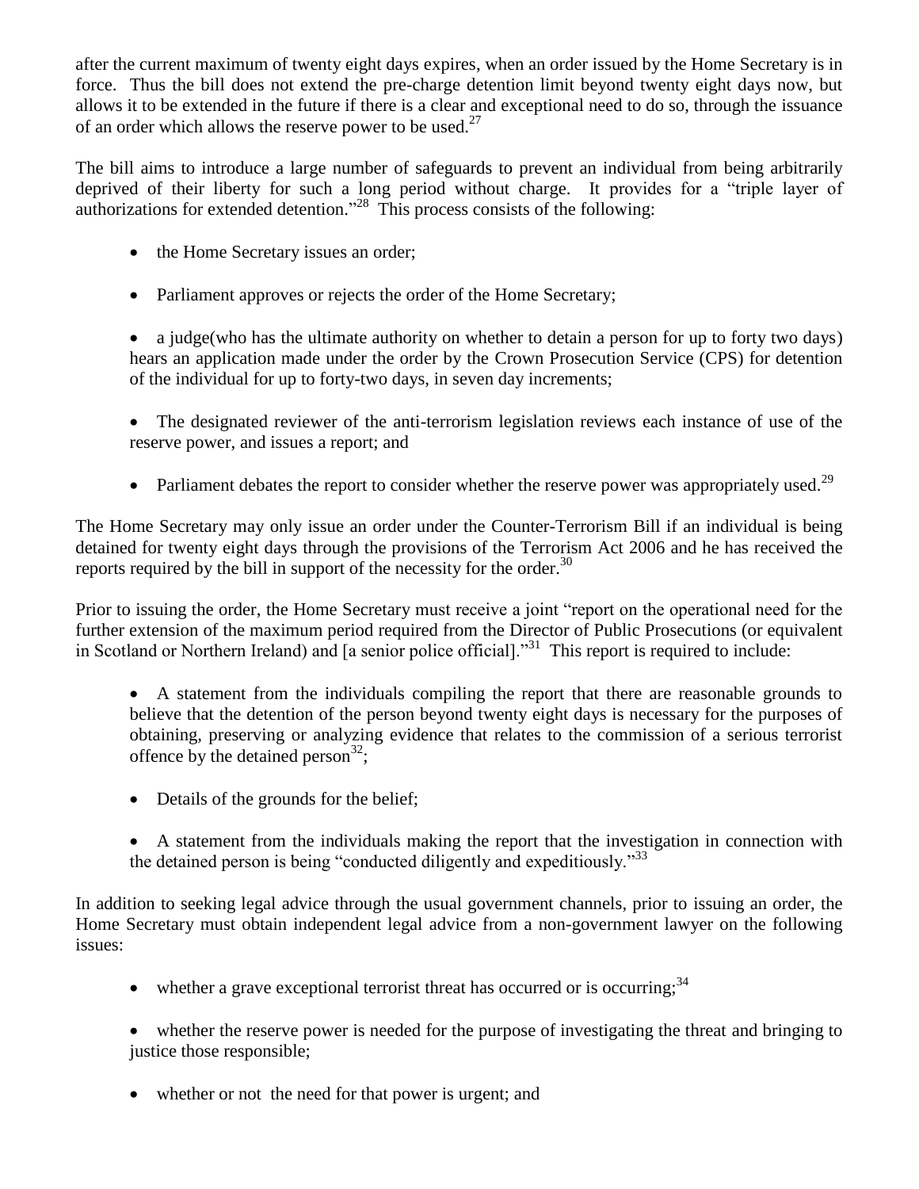after the current maximum of twenty eight days expires, when an order issued by the Home Secretary is in force. Thus the bill does not extend the pre-charge detention limit beyond twenty eight days now, but allows it to be extended in the future if there is a clear and exceptional need to do so, through the issuance of an order which allows the reserve power to be used.[27]

The bill aims to introduce a large number of safeguards to prevent an individual from being arbitrarily deprived of their liberty for such a long period without charge. It provides for a "triple layer of authorizations for extended detention."[28] This process consists of the following:

- the Home Secretary issues an order;
- Parliament approves or rejects the order of the Home Secretary;
- a judge(who has the ultimate authority on whether to detain a person for up to forty two days) hears an application made under the order by the Crown Prosecution Service (CPS) for detention of the individual for up to forty-two days, in seven day increments;
- The designated reviewer of the anti-terrorism legislation reviews each instance of use of the reserve power, and issues a report; and
- Parliament debates the report to consider whether the reserve power was appropriately used.[29]

The Home Secretary may only issue an order under the Counter-Terrorism Bill if an individual is being detained for twenty eight days through the provisions of the Terrorism Act 2006 and he has received the reports required by the bill in support of the necessity for the order.[30]

Prior to issuing the order, the Home Secretary must receive a joint "report on the operational need for the further extension of the maximum period required from the Director of Public Prosecutions (or equivalent in Scotland or Northern Ireland) and [a senior police official]."[31] This report is required to include:

- A statement from the individuals compiling the report that there are reasonable grounds to believe that the detention of the person beyond twenty eight days is necessary for the purposes of obtaining, preserving or analyzing evidence that relates to the commission of a serious terrorist offence by the detained person[32];
- Details of the grounds for the belief;
- A statement from the individuals making the report that the investigation in connection with the detained person is being "conducted diligently and expeditiously."[33]

In addition to seeking legal advice through the usual government channels, prior to issuing an order, the Home Secretary must obtain independent legal advice from a non-government lawyer on the following issues:

- whether a grave exceptional terrorist threat has occurred or is occurring;[34]
- whether the reserve power is needed for the purpose of investigating the threat and bringing to justice those responsible;
- whether or not the need for that power is urgent; and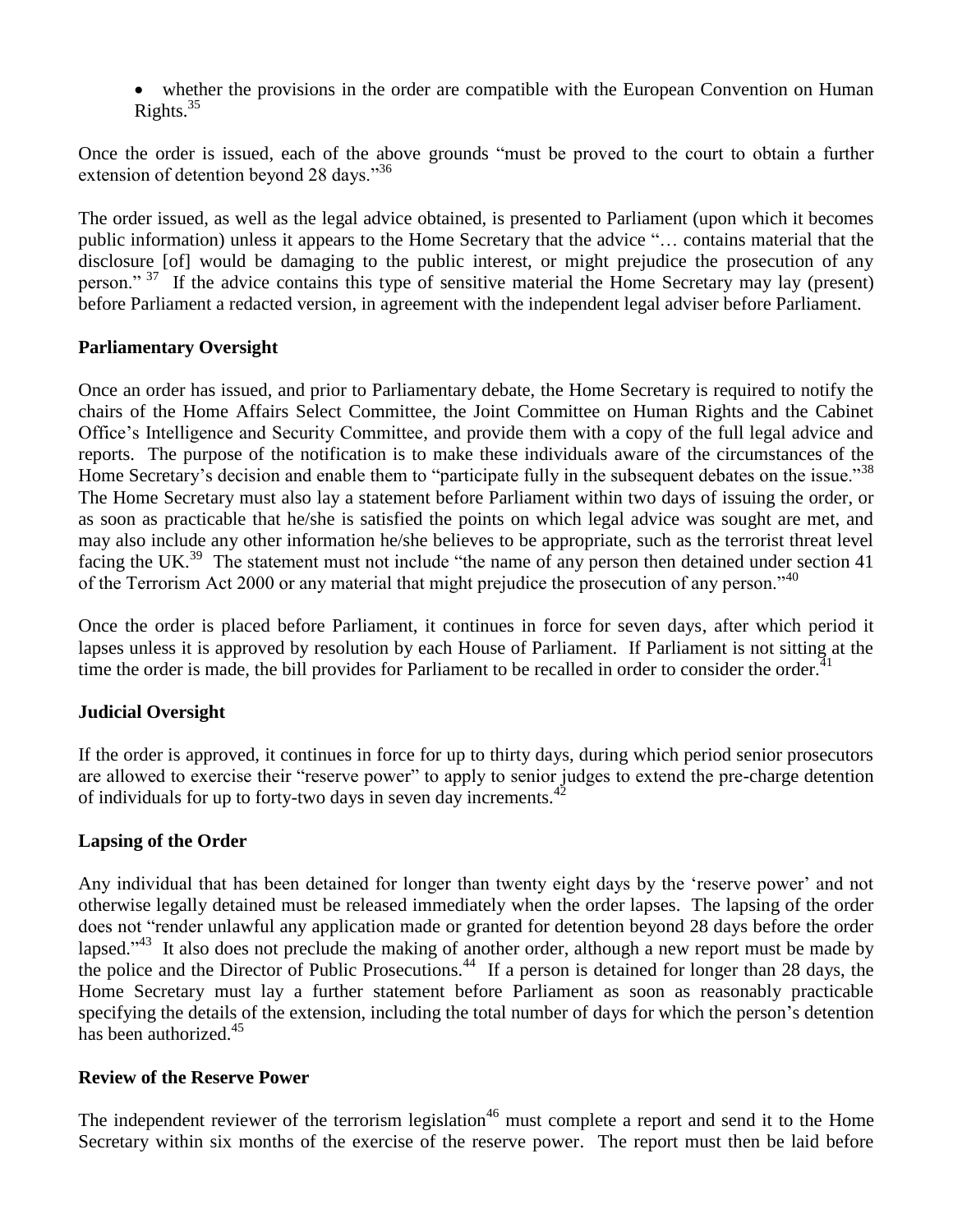- whether the provisions in the order are compatible with the European Convention on Human Rights.[35]

Once the order is issued, each of the above grounds "must be proved to the court to obtain a further extension of detention beyond 28 days."[36]

The order issued, as well as the legal advice obtained, is presented to Parliament (upon which it becomes public information) unless it appears to the Home Secretary that the advice "… contains material that the disclosure [of] would be damaging to the public interest, or might prejudice the prosecution of any person." [37] If the advice contains this type of sensitive material the Home Secretary may lay (present) before Parliament a redacted version, in agreement with the independent legal adviser before Parliament.

**Parliamentary Oversight**

Once an order has issued, and prior to Parliamentary debate, the Home Secretary is required to notify the chairs of the Home Affairs Select Committee, the Joint Committee on Human Rights and the Cabinet Office's Intelligence and Security Committee, and provide them with a copy of the full legal advice and reports. The purpose of the notification is to make these individuals aware of the circumstances of the Home Secretary's decision and enable them to "participate fully in the subsequent debates on the issue."[38] The Home Secretary must also lay a statement before Parliament within two days of issuing the order, or as soon as practicable that he/she is satisfied the points on which legal advice was sought are met, and may also include any other information he/she believes to be appropriate, such as the terrorist threat level facing the UK.[39] The statement must not include "the name of any person then detained under section 41 of the Terrorism Act 2000 or any material that might prejudice the prosecution of any person."[40]

Once the order is placed before Parliament, it continues in force for seven days, after which period it lapses unless it is approved by resolution by each House of Parliament. If Parliament is not sitting at the time the order is made, the bill provides for Parliament to be recalled in order to consider the order.[41]

**Judicial Oversight**

If the order is approved, it continues in force for up to thirty days, during which period senior prosecutors are allowed to exercise their "reserve power" to apply to senior judges to extend the pre-charge detention of individuals for up to forty-two days in seven day increments.[42]

**Lapsing of the Order**

Any individual that has been detained for longer than twenty eight days by the 'reserve power' and not otherwise legally detained must be released immediately when the order lapses. The lapsing of the order does not "render unlawful any application made or granted for detention beyond 28 days before the order lapsed."[43] It also does not preclude the making of another order, although a new report must be made by the police and the Director of Public Prosecutions.[44] If a person is detained for longer than 28 days, the Home Secretary must lay a further statement before Parliament as soon as reasonably practicable specifying the details of the extension, including the total number of days for which the person's detention has been authorized.[45]

**Review of the Reserve Power**

The independent reviewer of the terrorism legislation[46] must complete a report and send it to the Home Secretary within six months of the exercise of the reserve power. The report must then be laid before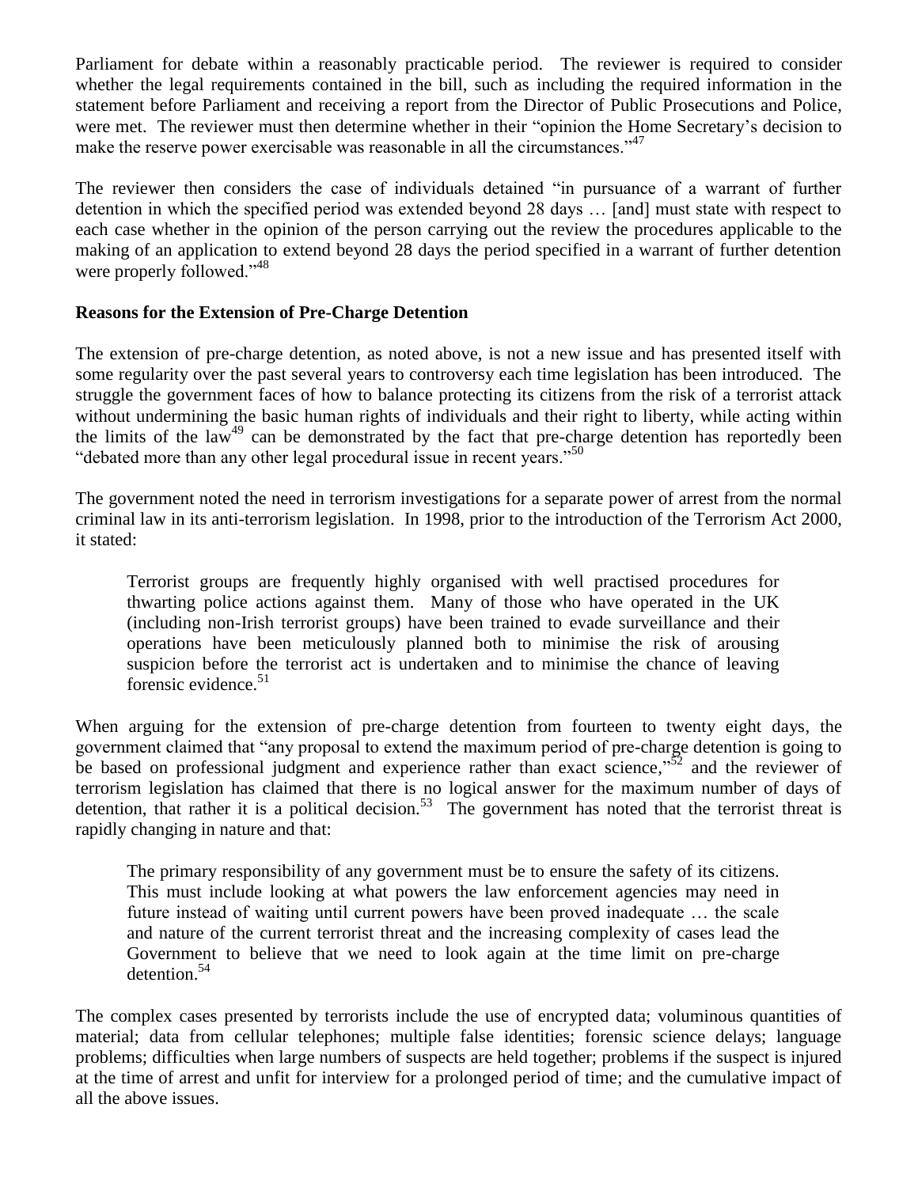Parliament for debate within a reasonably practicable period. The reviewer is required to consider whether the legal requirements contained in the bill, such as including the required information in the statement before Parliament and receiving a report from the Director of Public Prosecutions and Police, were met. The reviewer must then determine whether in their "opinion the Home Secretary's decision to make the reserve power exercisable was reasonable in all the circumstances."[47]

The reviewer then considers the case of individuals detained "in pursuance of a warrant of further detention in which the specified period was extended beyond 28 days … [and] must state with respect to each case whether in the opinion of the person carrying out the review the procedures applicable to the making of an application to extend beyond 28 days the period specified in a warrant of further detention were properly followed."[48]

**Reasons for the Extension of Pre-Charge Detention**

The extension of pre-charge detention, as noted above, is not a new issue and has presented itself with some regularity over the past several years to controversy each time legislation has been introduced. The struggle the government faces of how to balance protecting its citizens from the risk of a terrorist attack without undermining the basic human rights of individuals and their right to liberty, while acting within the limits of the law[49] can be demonstrated by the fact that pre-charge detention has reportedly been "debated more than any other legal procedural issue in recent years."[50]

The government noted the need in terrorism investigations for a separate power of arrest from the normal criminal law in its anti-terrorism legislation. In 1998, prior to the introduction of the Terrorism Act 2000, it stated:

> Terrorist groups are frequently highly organised with well practised procedures for thwarting police actions against them. Many of those who have operated in the UK (including non-Irish terrorist groups) have been trained to evade surveillance and their operations have been meticulously planned both to minimise the risk of arousing suspicion before the terrorist act is undertaken and to minimise the chance of leaving forensic evidence.[51]

When arguing for the extension of pre-charge detention from fourteen to twenty eight days, the government claimed that "any proposal to extend the maximum period of pre-charge detention is going to be based on professional judgment and experience rather than exact science,"[52] and the reviewer of terrorism legislation has claimed that there is no logical answer for the maximum number of days of detention, that rather it is a political decision.[53] The government has noted that the terrorist threat is rapidly changing in nature and that:

> The primary responsibility of any government must be to ensure the safety of its citizens. This must include looking at what powers the law enforcement agencies may need in future instead of waiting until current powers have been proved inadequate … the scale and nature of the current terrorist threat and the increasing complexity of cases lead the Government to believe that we need to look again at the time limit on pre-charge detention.[54]

The complex cases presented by terrorists include the use of encrypted data; voluminous quantities of material; data from cellular telephones; multiple false identities; forensic science delays; language problems; difficulties when large numbers of suspects are held together; problems if the suspect is injured at the time of arrest and unfit for interview for a prolonged period of time; and the cumulative impact of all the above issues.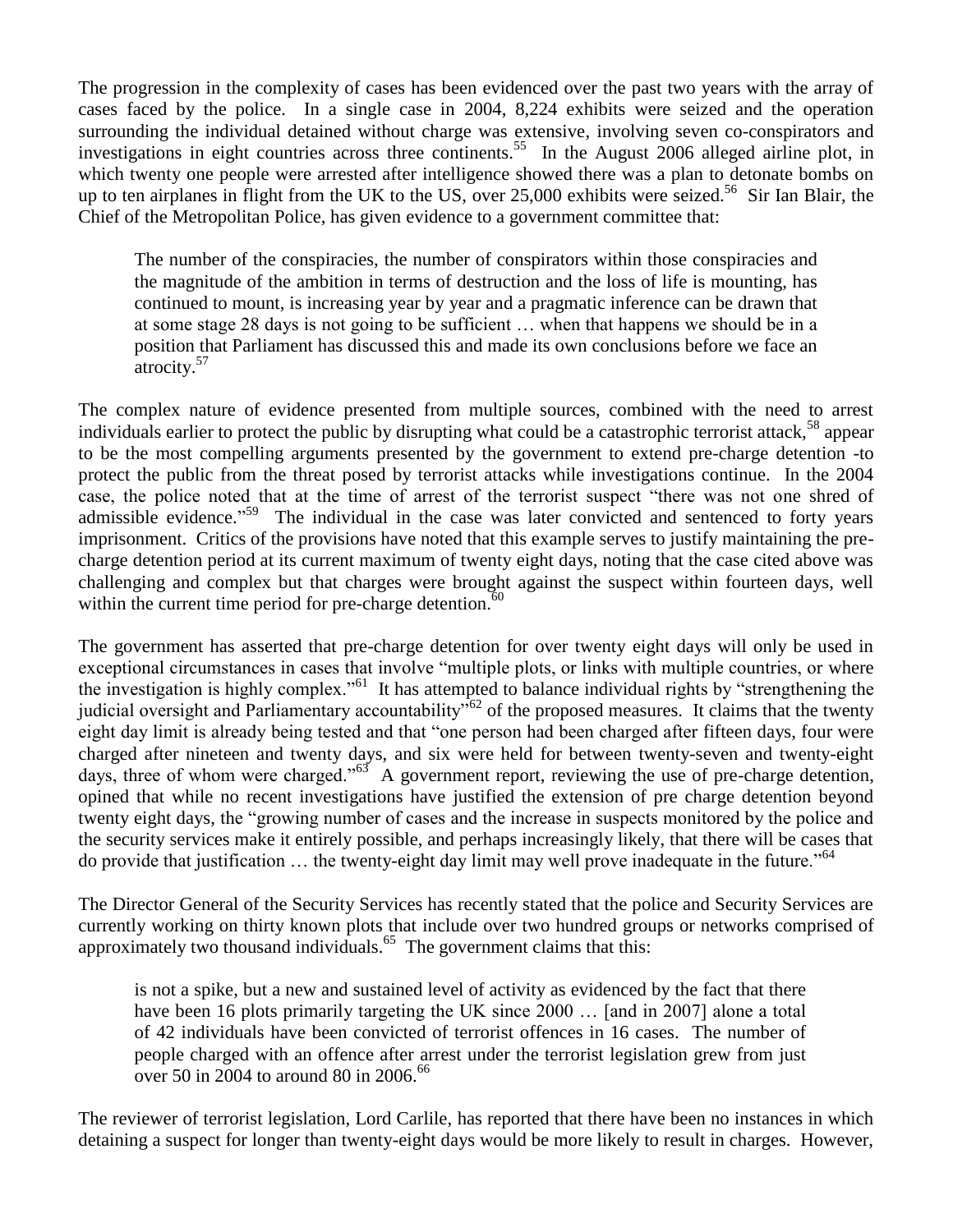The progression in the complexity of cases has been evidenced over the past two years with the array of cases faced by the police. In a single case in 2004, 8,224 exhibits were seized and the operation surrounding the individual detained without charge was extensive, involving seven co-conspirators and investigations in eight countries across three continents.[55] In the August 2006 alleged airline plot, in which twenty one people were arrested after intelligence showed there was a plan to detonate bombs on up to ten airplanes in flight from the UK to the US, over 25,000 exhibits were seized.[56] Sir Ian Blair, the Chief of the Metropolitan Police, has given evidence to a government committee that:

> The number of the conspiracies, the number of conspirators within those conspiracies and the magnitude of the ambition in terms of destruction and the loss of life is mounting, has continued to mount, is increasing year by year and a pragmatic inference can be drawn that at some stage 28 days is not going to be sufficient … when that happens we should be in a position that Parliament has discussed this and made its own conclusions before we face an atrocity.[57]

The complex nature of evidence presented from multiple sources, combined with the need to arrest individuals earlier to protect the public by disrupting what could be a catastrophic terrorist attack,[58] appear to be the most compelling arguments presented by the government to extend pre-charge detention -to protect the public from the threat posed by terrorist attacks while investigations continue. In the 2004 case, the police noted that at the time of arrest of the terrorist suspect "there was not one shred of admissible evidence."[59] The individual in the case was later convicted and sentenced to forty years imprisonment. Critics of the provisions have noted that this example serves to justify maintaining the pre-charge detention period at its current maximum of twenty eight days, noting that the case cited above was challenging and complex but that charges were brought against the suspect within fourteen days, well within the current time period for pre-charge detention.[60]

The government has asserted that pre-charge detention for over twenty eight days will only be used in exceptional circumstances in cases that involve "multiple plots, or links with multiple countries, or where the investigation is highly complex."[61] It has attempted to balance individual rights by "strengthening the judicial oversight and Parliamentary accountability"[62] of the proposed measures. It claims that the twenty eight day limit is already being tested and that "one person had been charged after fifteen days, four were charged after nineteen and twenty days, and six were held for between twenty-seven and twenty-eight days, three of whom were charged."[63] A government report, reviewing the use of pre-charge detention, opined that while no recent investigations have justified the extension of pre charge detention beyond twenty eight days, the "growing number of cases and the increase in suspects monitored by the police and the security services make it entirely possible, and perhaps increasingly likely, that there will be cases that do provide that justification … the twenty-eight day limit may well prove inadequate in the future."[64]

The Director General of the Security Services has recently stated that the police and Security Services are currently working on thirty known plots that include over two hundred groups or networks comprised of approximately two thousand individuals.[65] The government claims that this:

> is not a spike, but a new and sustained level of activity as evidenced by the fact that there have been 16 plots primarily targeting the UK since 2000 … [and in 2007] alone a total of 42 individuals have been convicted of terrorist offences in 16 cases. The number of people charged with an offence after arrest under the terrorist legislation grew from just over 50 in 2004 to around 80 in 2006.[66]

The reviewer of terrorist legislation, Lord Carlile, has reported that there have been no instances in which detaining a suspect for longer than twenty-eight days would be more likely to result in charges. However,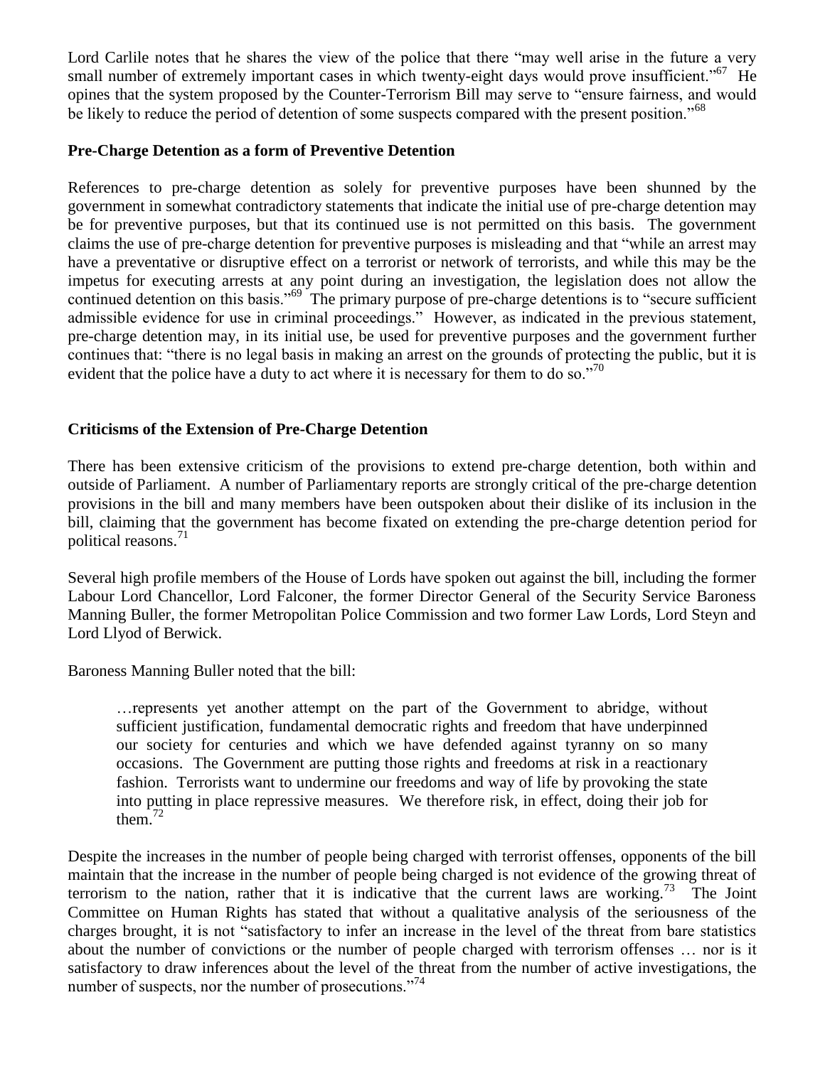Lord Carlile notes that he shares the view of the police that there "may well arise in the future a very small number of extremely important cases in which twenty-eight days would prove insufficient."[67] He opines that the system proposed by the Counter-Terrorism Bill may serve to "ensure fairness, and would be likely to reduce the period of detention of some suspects compared with the present position."[68]

### Pre-Charge Detention as a form of Preventive Detention

References to pre-charge detention as solely for preventive purposes have been shunned by the government in somewhat contradictory statements that indicate the initial use of pre-charge detention may be for preventive purposes, but that its continued use is not permitted on this basis. The government claims the use of pre-charge detention for preventive purposes is misleading and that "while an arrest may have a preventative or disruptive effect on a terrorist or network of terrorists, and while this may be the impetus for executing arrests at any point during an investigation, the legislation does not allow the continued detention on this basis."[69] The primary purpose of pre-charge detentions is to "secure sufficient admissible evidence for use in criminal proceedings." However, as indicated in the previous statement, pre-charge detention may, in its initial use, be used for preventive purposes and the government further continues that: "there is no legal basis in making an arrest on the grounds of protecting the public, but it is evident that the police have a duty to act where it is necessary for them to do so."[70]

### Criticisms of the Extension of Pre-Charge Detention

There has been extensive criticism of the provisions to extend pre-charge detention, both within and outside of Parliament. A number of Parliamentary reports are strongly critical of the pre-charge detention provisions in the bill and many members have been outspoken about their dislike of its inclusion in the bill, claiming that the government has become fixated on extending the pre-charge detention period for political reasons.[71]

Several high profile members of the House of Lords have spoken out against the bill, including the former Labour Lord Chancellor, Lord Falconer, the former Director General of the Security Service Baroness Manning Buller, the former Metropolitan Police Commission and two former Law Lords, Lord Steyn and Lord Llyod of Berwick.

Baroness Manning Buller noted that the bill:

> …represents yet another attempt on the part of the Government to abridge, without sufficient justification, fundamental democratic rights and freedom that have underpinned our society for centuries and which we have defended against tyranny on so many occasions. The Government are putting those rights and freedoms at risk in a reactionary fashion. Terrorists want to undermine our freedoms and way of life by provoking the state into putting in place repressive measures. We therefore risk, in effect, doing their job for them.[72]

Despite the increases in the number of people being charged with terrorist offenses, opponents of the bill maintain that the increase in the number of people being charged is not evidence of the growing threat of terrorism to the nation, rather that it is indicative that the current laws are working.[73] The Joint Committee on Human Rights has stated that without a qualitative analysis of the seriousness of the charges brought, it is not "satisfactory to infer an increase in the level of the threat from bare statistics about the number of convictions or the number of people charged with terrorism offenses … nor is it satisfactory to draw inferences about the level of the threat from the number of active investigations, the number of suspects, nor the number of prosecutions."[74]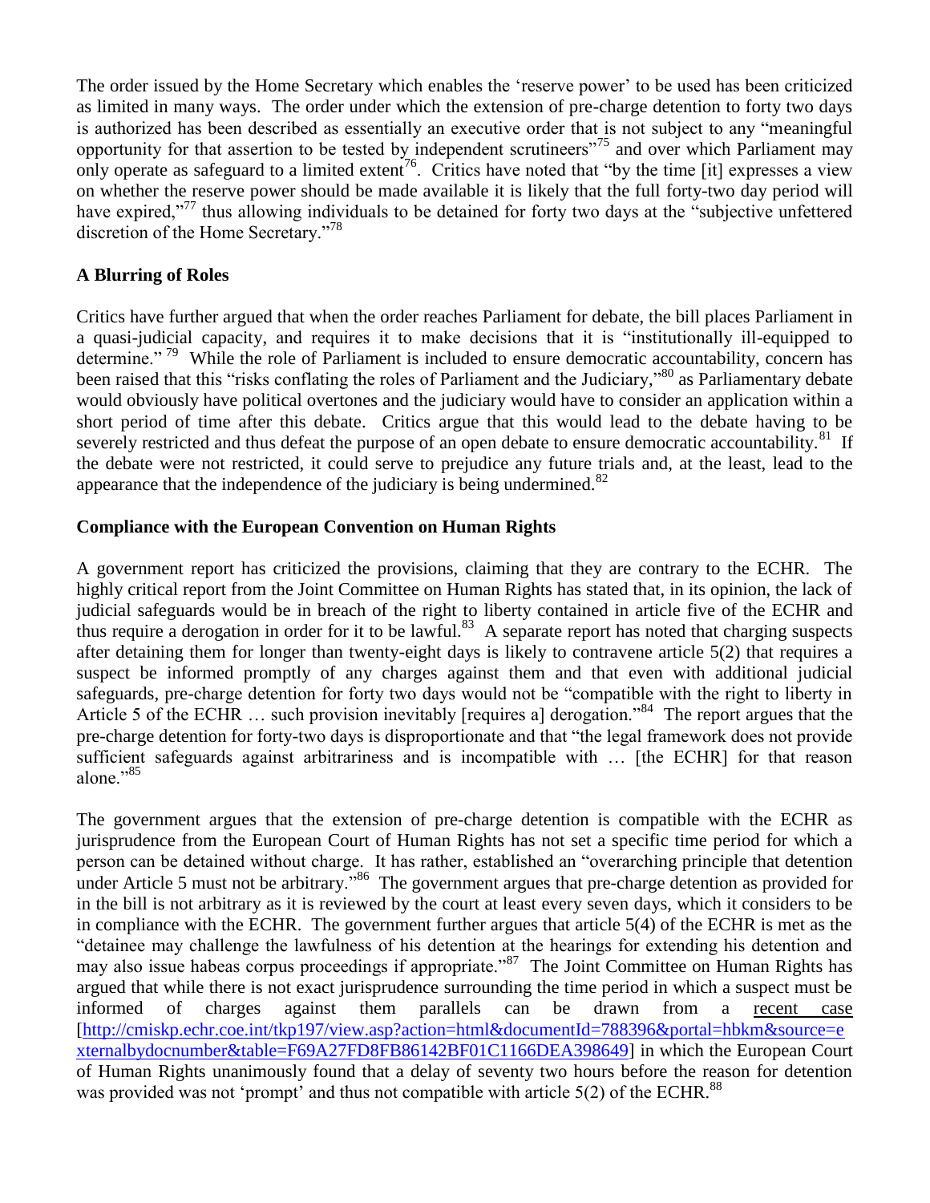The order issued by the Home Secretary which enables the 'reserve power' to be used has been criticized as limited in many ways. The order under which the extension of pre-charge detention to forty two days is authorized has been described as essentially an executive order that is not subject to any "meaningful opportunity for that assertion to be tested by independent scrutineers"[75] and over which Parliament may only operate as safeguard to a limited extent[76]. Critics have noted that "by the time [it] expresses a view on whether the reserve power should be made available it is likely that the full forty-two day period will have expired,"[77] thus allowing individuals to be detained for forty two days at the "subjective unfettered discretion of the Home Secretary."[78]

## A Blurring of Roles

Critics have further argued that when the order reaches Parliament for debate, the bill places Parliament in a quasi-judicial capacity, and requires it to make decisions that it is "institutionally ill-equipped to determine."[79] While the role of Parliament is included to ensure democratic accountability, concern has been raised that this "risks conflating the roles of Parliament and the Judiciary,"[80] as Parliamentary debate would obviously have political overtones and the judiciary would have to consider an application within a short period of time after this debate. Critics argue that this would lead to the debate having to be severely restricted and thus defeat the purpose of an open debate to ensure democratic accountability.[81] If the debate were not restricted, it could serve to prejudice any future trials and, at the least, lead to the appearance that the independence of the judiciary is being undermined.[82]

## Compliance with the European Convention on Human Rights

A government report has criticized the provisions, claiming that they are contrary to the ECHR. The highly critical report from the Joint Committee on Human Rights has stated that, in its opinion, the lack of judicial safeguards would be in breach of the right to liberty contained in article five of the ECHR and thus require a derogation in order for it to be lawful.[83] A separate report has noted that charging suspects after detaining them for longer than twenty-eight days is likely to contravene article 5(2) that requires a suspect be informed promptly of any charges against them and that even with additional judicial safeguards, pre-charge detention for forty two days would not be "compatible with the right to liberty in Article 5 of the ECHR … such provision inevitably [requires a] derogation."[84] The report argues that the pre-charge detention for forty-two days is disproportionate and that "the legal framework does not provide sufficient safeguards against arbitrariness and is incompatible with … [the ECHR] for that reason alone."[85]

The government argues that the extension of pre-charge detention is compatible with the ECHR as jurisprudence from the European Court of Human Rights has not set a specific time period for which a person can be detained without charge. It has rather, established an "overarching principle that detention under Article 5 must not be arbitrary."[86] The government argues that pre-charge detention as provided for in the bill is not arbitrary as it is reviewed by the court at least every seven days, which it considers to be in compliance with the ECHR. The government further argues that article 5(4) of the ECHR is met as the "detainee may challenge the lawfulness of his detention at the hearings for extending his detention and may also issue habeas corpus proceedings if appropriate."[87] The Joint Committee on Human Rights has argued that while there is not exact jurisprudence surrounding the time period in which a suspect must be informed of charges against them parallels can be drawn from a recent case [http://cmiskp.echr.coe.int/tkp197/view.asp?action=html&documentId=788396&portal=hbkm&source=externalbydocnumber&table=F69A27FD8FB86142BF01C1166DEA398649] in which the European Court of Human Rights unanimously found that a delay of seventy two hours before the reason for detention was provided was not 'prompt' and thus not compatible with article 5(2) of the ECHR.[88]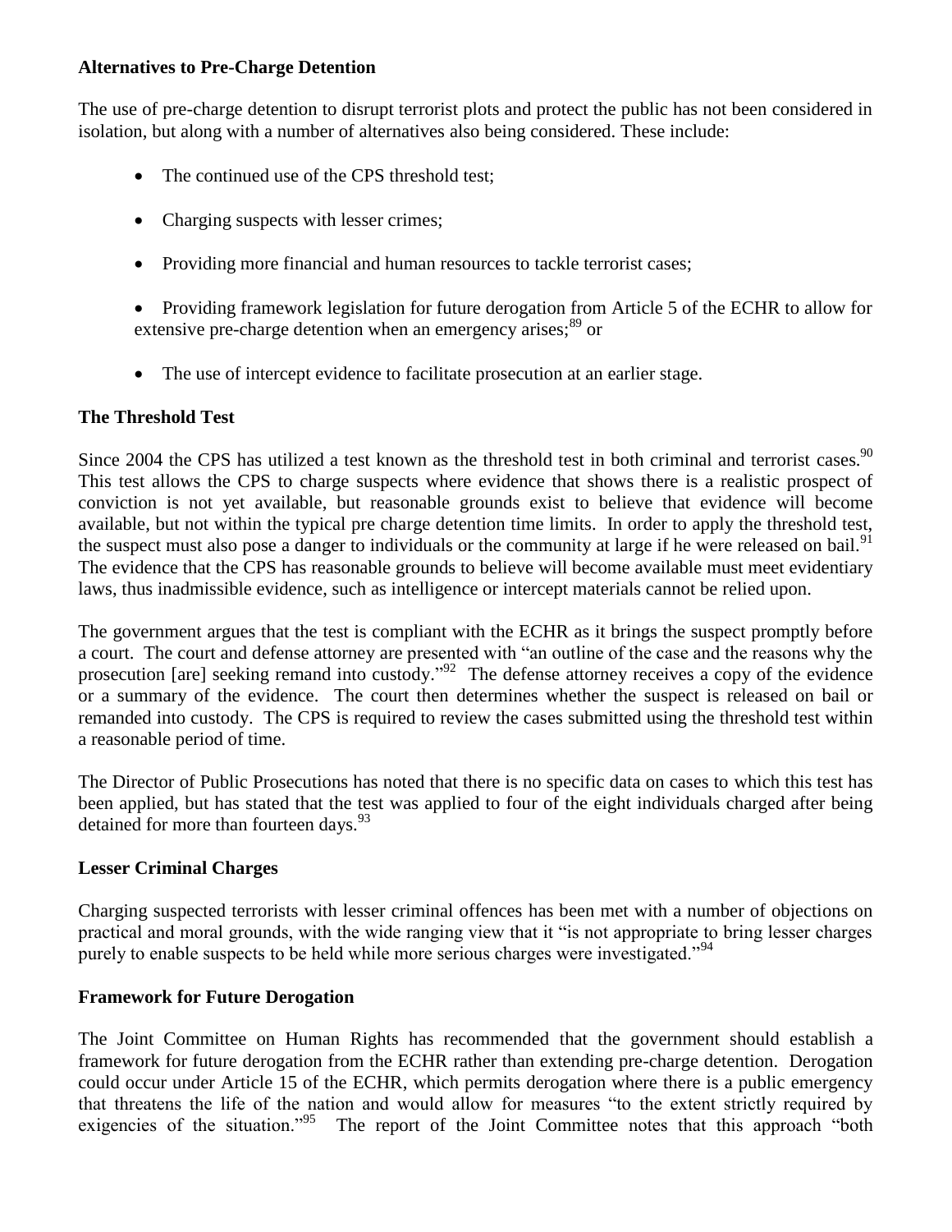**Alternatives to Pre-Charge Detention**

The use of pre-charge detention to disrupt terrorist plots and protect the public has not been considered in isolation, but along with a number of alternatives also being considered. These include:

- The continued use of the CPS threshold test;
- Charging suspects with lesser crimes;
- Providing more financial and human resources to tackle terrorist cases;
- Providing framework legislation for future derogation from Article 5 of the ECHR to allow for extensive pre-charge detention when an emergency arises;[89] or
- The use of intercept evidence to facilitate prosecution at an earlier stage.

**The Threshold Test**

Since 2004 the CPS has utilized a test known as the threshold test in both criminal and terrorist cases.[90] This test allows the CPS to charge suspects where evidence that shows there is a realistic prospect of conviction is not yet available, but reasonable grounds exist to believe that evidence will become available, but not within the typical pre charge detention time limits. In order to apply the threshold test, the suspect must also pose a danger to individuals or the community at large if he were released on bail.[91] The evidence that the CPS has reasonable grounds to believe will become available must meet evidentiary laws, thus inadmissible evidence, such as intelligence or intercept materials cannot be relied upon.

The government argues that the test is compliant with the ECHR as it brings the suspect promptly before a court. The court and defense attorney are presented with "an outline of the case and the reasons why the prosecution [are] seeking remand into custody."[92] The defense attorney receives a copy of the evidence or a summary of the evidence. The court then determines whether the suspect is released on bail or remanded into custody. The CPS is required to review the cases submitted using the threshold test within a reasonable period of time.

The Director of Public Prosecutions has noted that there is no specific data on cases to which this test has been applied, but has stated that the test was applied to four of the eight individuals charged after being detained for more than fourteen days.[93]

**Lesser Criminal Charges**

Charging suspected terrorists with lesser criminal offences has been met with a number of objections on practical and moral grounds, with the wide ranging view that it "is not appropriate to bring lesser charges purely to enable suspects to be held while more serious charges were investigated."[94]

**Framework for Future Derogation**

The Joint Committee on Human Rights has recommended that the government should establish a framework for future derogation from the ECHR rather than extending pre-charge detention. Derogation could occur under Article 15 of the ECHR, which permits derogation where there is a public emergency that threatens the life of the nation and would allow for measures "to the extent strictly required by exigencies of the situation."[95] The report of the Joint Committee notes that this approach "both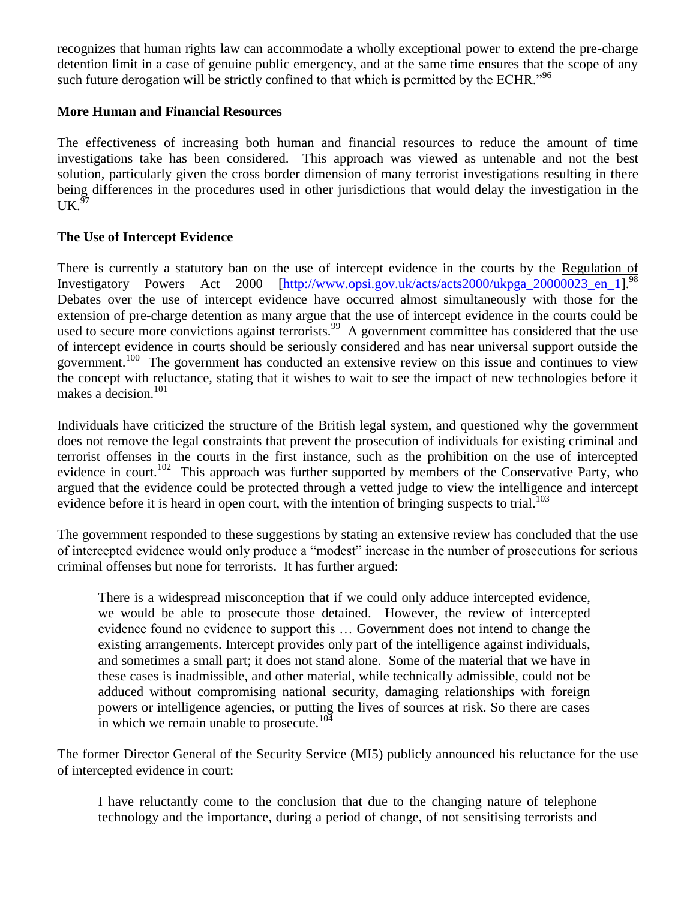recognizes that human rights law can accommodate a wholly exceptional power to extend the pre-charge detention limit in a case of genuine public emergency, and at the same time ensures that the scope of any such future derogation will be strictly confined to that which is permitted by the ECHR."[96]

**More Human and Financial Resources**

The effectiveness of increasing both human and financial resources to reduce the amount of time investigations take has been considered. This approach was viewed as untenable and not the best solution, particularly given the cross border dimension of many terrorist investigations resulting in there being differences in the procedures used in other jurisdictions that would delay the investigation in the UK.[97]

**The Use of Intercept Evidence**

There is currently a statutory ban on the use of intercept evidence in the courts by the Regulation of Investigatory Powers Act 2000 [http://www.opsi.gov.uk/acts/acts2000/ukpga_20000023_en_1].[98] Debates over the use of intercept evidence have occurred almost simultaneously with those for the extension of pre-charge detention as many argue that the use of intercept evidence in the courts could be used to secure more convictions against terrorists.[99] A government committee has considered that the use of intercept evidence in courts should be seriously considered and has near universal support outside the government.[100] The government has conducted an extensive review on this issue and continues to view the concept with reluctance, stating that it wishes to wait to see the impact of new technologies before it makes a decision.[101]

Individuals have criticized the structure of the British legal system, and questioned why the government does not remove the legal constraints that prevent the prosecution of individuals for existing criminal and terrorist offenses in the courts in the first instance, such as the prohibition on the use of intercepted evidence in court.[102] This approach was further supported by members of the Conservative Party, who argued that the evidence could be protected through a vetted judge to view the intelligence and intercept evidence before it is heard in open court, with the intention of bringing suspects to trial.[103]

The government responded to these suggestions by stating an extensive review has concluded that the use of intercepted evidence would only produce a "modest" increase in the number of prosecutions for serious criminal offenses but none for terrorists. It has further argued:

> There is a widespread misconception that if we could only adduce intercepted evidence, we would be able to prosecute those detained. However, the review of intercepted evidence found no evidence to support this … Government does not intend to change the existing arrangements. Intercept provides only part of the intelligence against individuals, and sometimes a small part; it does not stand alone. Some of the material that we have in these cases is inadmissible, and other material, while technically admissible, could not be adduced without compromising national security, damaging relationships with foreign powers or intelligence agencies, or putting the lives of sources at risk. So there are cases in which we remain unable to prosecute.[104]

The former Director General of the Security Service (MI5) publicly announced his reluctance for the use of intercepted evidence in court:

> I have reluctantly come to the conclusion that due to the changing nature of telephone technology and the importance, during a period of change, of not sensitising terrorists and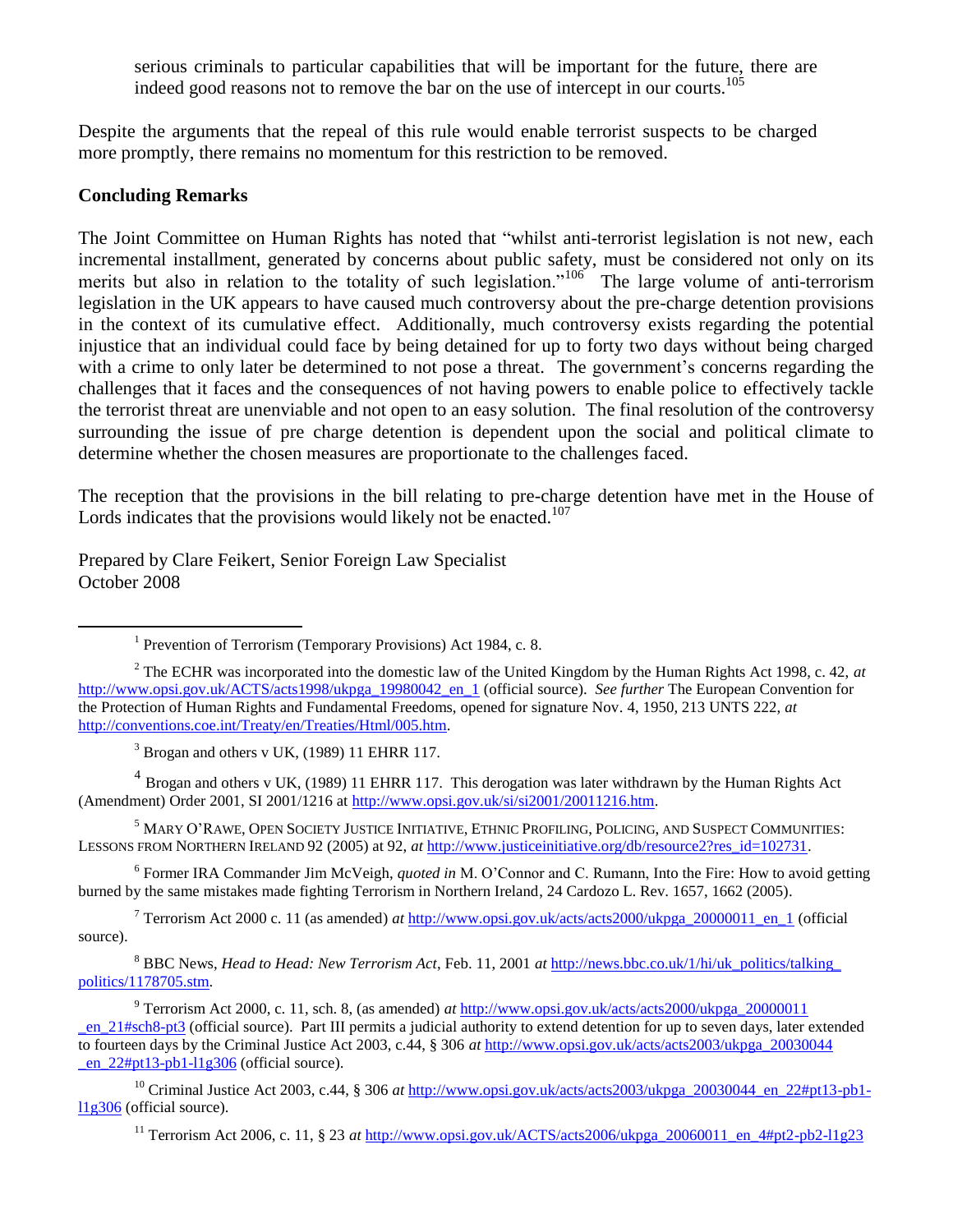serious criminals to particular capabilities that will be important for the future, there are indeed good reasons not to remove the bar on the use of intercept in our courts.[105]

Despite the arguments that the repeal of this rule would enable terrorist suspects to be charged more promptly, there remains no momentum for this restriction to be removed.

## Concluding Remarks

The Joint Committee on Human Rights has noted that "whilst anti-terrorist legislation is not new, each incremental installment, generated by concerns about public safety, must be considered not only on its merits but also in relation to the totality of such legislation."[106] The large volume of anti-terrorism legislation in the UK appears to have caused much controversy about the pre-charge detention provisions in the context of its cumulative effect. Additionally, much controversy exists regarding the potential injustice that an individual could face by being detained for up to forty two days without being charged with a crime to only later be determined to not pose a threat. The government's concerns regarding the challenges that it faces and the consequences of not having powers to enable police to effectively tackle the terrorist threat are unenviable and not open to an easy solution. The final resolution of the controversy surrounding the issue of pre charge detention is dependent upon the social and political climate to determine whether the chosen measures are proportionate to the challenges faced.

The reception that the provisions in the bill relating to pre-charge detention have met in the House of Lords indicates that the provisions would likely not be enacted.[107]

Prepared by Clare Feikert, Senior Foreign Law Specialist
October 2008

---

[1] Prevention of Terrorism (Temporary Provisions) Act 1984, c. 8.

[2] The ECHR was incorporated into the domestic law of the United Kingdom by the Human Rights Act 1998, c. 42, *at* http://www.opsi.gov.uk/ACTS/acts1998/ukpga_19980042_en_1 (official source). *See further* The European Convention for the Protection of Human Rights and Fundamental Freedoms, opened for signature Nov. 4, 1950, 213 UNTS 222, *at* http://conventions.coe.int/Treaty/en/Treaties/Html/005.htm.

[3] Brogan and others v UK, (1989) 11 EHRR 117.

[4] Brogan and others v UK, (1989) 11 EHRR 117. This derogation was later withdrawn by the Human Rights Act (Amendment) Order 2001, SI 2001/1216 at http://www.opsi.gov.uk/si/si2001/20011216.htm.

[5] MARY O'RAWE, OPEN SOCIETY JUSTICE INITIATIVE, ETHNIC PROFILING, POLICING, AND SUSPECT COMMUNITIES: LESSONS FROM NORTHERN IRELAND 92 (2005) at 92, *at* http://www.justiceinitiative.org/db/resource2?res_id=102731.

[6] Former IRA Commander Jim McVeigh, *quoted in* M. O'Connor and C. Rumann, Into the Fire: How to avoid getting burned by the same mistakes made fighting Terrorism in Northern Ireland, 24 Cardozo L. Rev. 1657, 1662 (2005).

[7] Terrorism Act 2000 c. 11 (as amended) *at* http://www.opsi.gov.uk/acts/acts2000/ukpga_20000011_en_1 (official source).

[8] BBC News, *Head to Head: New Terrorism Act*, Feb. 11, 2001 *at* http://news.bbc.co.uk/1/hi/uk_politics/talking_politics/1178705.stm.

[9] Terrorism Act 2000, c. 11, sch. 8, (as amended) *at* http://www.opsi.gov.uk/acts/acts2000/ukpga_20000011_en_21#sch8-pt3 (official source). Part III permits a judicial authority to extend detention for up to seven days, later extended to fourteen days by the Criminal Justice Act 2003, c.44, § 306 *at* http://www.opsi.gov.uk/acts/acts2003/ukpga_20030044_en_22#pt13-pb1-l1g306 (official source).

[10] Criminal Justice Act 2003, c.44, § 306 *at* http://www.opsi.gov.uk/acts/acts2003/ukpga_20030044_en_22#pt13-pb1-l1g306 (official source).

[11] Terrorism Act 2006, c. 11, § 23 *at* http://www.opsi.gov.uk/ACTS/acts2006/ukpga_20060011_en_4#pt2-pb2-l1g23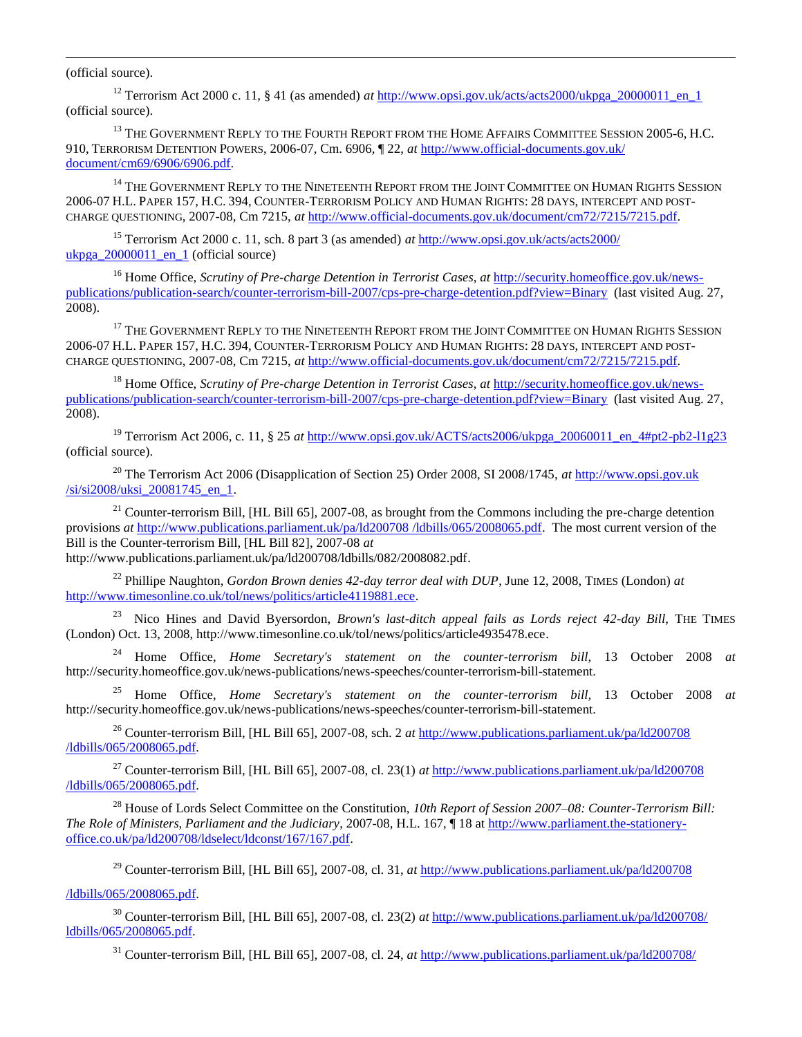(official source).

[12] Terrorism Act 2000 c. 11, § 41 (as amended) *at* http://www.opsi.gov.uk/acts/acts2000/ukpga_20000011_en_1 (official source).

[13] THE GOVERNMENT REPLY TO THE FOURTH REPORT FROM THE HOME AFFAIRS COMMITTEE SESSION 2005-6, H.C. 910, TERRORISM DETENTION POWERS, 2006-07, Cm. 6906, ¶ 22, *at* http://www.official-documents.gov.uk/document/cm69/6906/6906.pdf.

[14] THE GOVERNMENT REPLY TO THE NINETEENTH REPORT FROM THE JOINT COMMITTEE ON HUMAN RIGHTS SESSION 2006-07 H.L. PAPER 157, H.C. 394, COUNTER-TERRORISM POLICY AND HUMAN RIGHTS: 28 DAYS, INTERCEPT AND POST-CHARGE QUESTIONING, 2007-08, Cm 7215, *at* http://www.official-documents.gov.uk/document/cm72/7215/7215.pdf.

[15] Terrorism Act 2000 c. 11, sch. 8 part 3 (as amended) *at* http://www.opsi.gov.uk/acts/acts2000/ukpga_20000011_en_1 (official source)

[16] Home Office, *Scrutiny of Pre-charge Detention in Terrorist Cases*, *at* http://security.homeoffice.gov.uk/news-publications/publication-search/counter-terrorism-bill-2007/cps-pre-charge-detention.pdf?view=Binary (last visited Aug. 27, 2008).

[17] THE GOVERNMENT REPLY TO THE NINETEENTH REPORT FROM THE JOINT COMMITTEE ON HUMAN RIGHTS SESSION 2006-07 H.L. PAPER 157, H.C. 394, COUNTER-TERRORISM POLICY AND HUMAN RIGHTS: 28 DAYS, INTERCEPT AND POST-CHARGE QUESTIONING, 2007-08, Cm 7215, *at* http://www.official-documents.gov.uk/document/cm72/7215/7215.pdf.

[18] Home Office, *Scrutiny of Pre-charge Detention in Terrorist Cases*, *at* http://security.homeoffice.gov.uk/news-publications/publication-search/counter-terrorism-bill-2007/cps-pre-charge-detention.pdf?view=Binary (last visited Aug. 27, 2008).

[19] Terrorism Act 2006, c. 11, § 25 *at* http://www.opsi.gov.uk/ACTS/acts2006/ukpga_20060011_en_4#pt2-pb2-l1g23 (official source).

[20] The Terrorism Act 2006 (Disapplication of Section 25) Order 2008, SI 2008/1745, *at* http://www.opsi.gov.uk/si/si2008/uksi_20081745_en_1.

[21] Counter-terrorism Bill, [HL Bill 65], 2007-08, as brought from the Commons including the pre-charge detention provisions *at* http://www.publications.parliament.uk/pa/ld200708 /ldbills/065/2008065.pdf. The most current version of the Bill is the Counter-terrorism Bill, [HL Bill 82], 2007-08 *at* http://www.publications.parliament.uk/pa/ld200708/ldbills/082/2008082.pdf.

[22] Phillipe Naughton, *Gordon Brown denies 42-day terror deal with DUP*, June 12, 2008, TIMES (London) *at* http://www.timesonline.co.uk/tol/news/politics/article4119881.ece.

[23] Nico Hines and David Byersordon, *Brown's last-ditch appeal fails as Lords reject 42-day Bill*, THE TIMES (London) Oct. 13, 2008, http://www.timesonline.co.uk/tol/news/politics/article4935478.ece.

[24] Home Office, *Home Secretary's statement on the counter-terrorism bill,* 13 October 2008 *at* http://security.homeoffice.gov.uk/news-publications/news-speeches/counter-terrorism-bill-statement.

[25] Home Office, *Home Secretary's statement on the counter-terrorism bill,* 13 October 2008 *at* http://security.homeoffice.gov.uk/news-publications/news-speeches/counter-terrorism-bill-statement.

[26] Counter-terrorism Bill, [HL Bill 65], 2007-08, sch. 2 *at* http://www.publications.parliament.uk/pa/ld200708 /ldbills/065/2008065.pdf.

[27] Counter-terrorism Bill, [HL Bill 65], 2007-08, cl. 23(1) *at* http://www.publications.parliament.uk/pa/ld200708 /ldbills/065/2008065.pdf.

[28] House of Lords Select Committee on the Constitution, *10th Report of Session 2007–08: Counter-Terrorism Bill: The Role of Ministers, Parliament and the Judiciary*, 2007-08, H.L. 167, ¶ 18 at http://www.parliament.the-stationery-office.co.uk/pa/ld200708/ldselect/ldconst/167/167.pdf.

[29] Counter-terrorism Bill, [HL Bill 65], 2007-08, cl. 31, *at* http://www.publications.parliament.uk/pa/ld200708 /ldbills/065/2008065.pdf.

[30] Counter-terrorism Bill, [HL Bill 65], 2007-08, cl. 23(2) *at* http://www.publications.parliament.uk/pa/ld200708/ldbills/065/2008065.pdf.

[31] Counter-terrorism Bill, [HL Bill 65], 2007-08, cl. 24, *at* http://www.publications.parliament.uk/pa/ld200708/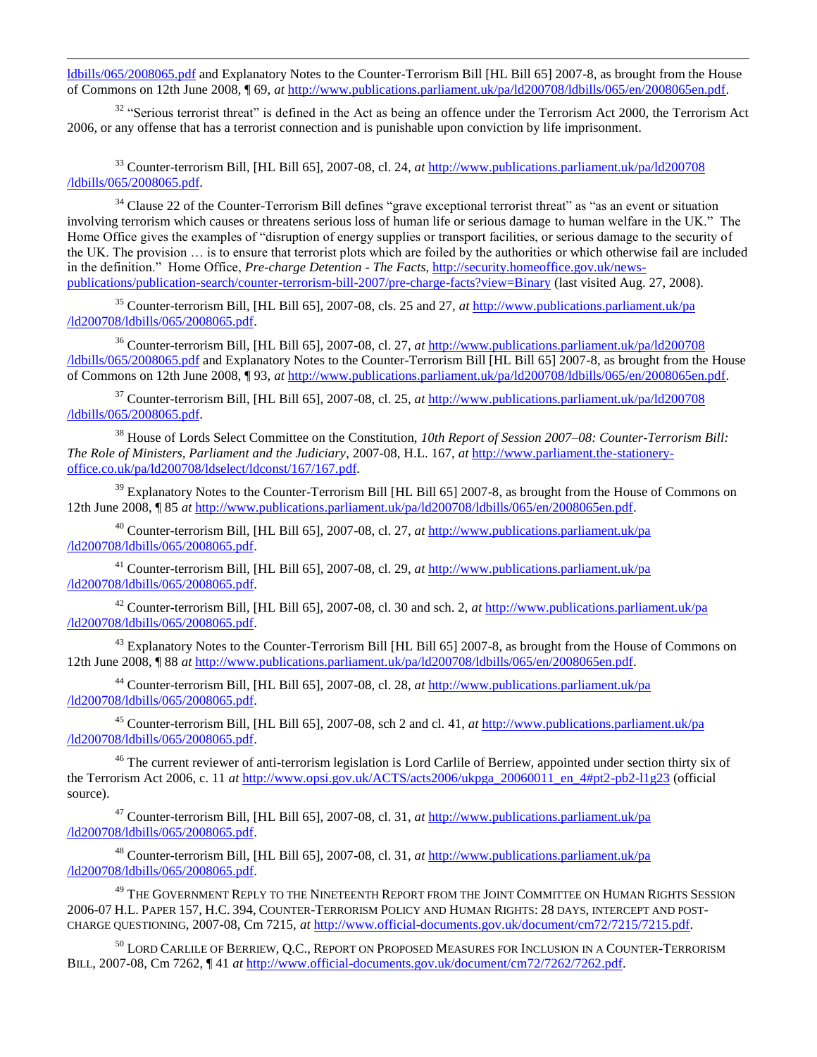ldbills/065/2008065.pdf and Explanatory Notes to the Counter-Terrorism Bill [HL Bill 65] 2007-8, as brought from the House of Commons on 12th June 2008, ¶ 69, *at* http://www.publications.parliament.uk/pa/ld200708/ldbills/065/en/2008065en.pdf.

[32] "Serious terrorist threat" is defined in the Act as being an offence under the Terrorism Act 2000, the Terrorism Act 2006, or any offense that has a terrorist connection and is punishable upon conviction by life imprisonment.

[33] Counter-terrorism Bill, [HL Bill 65], 2007-08, cl. 24, *at* http://www.publications.parliament.uk/pa/ld200708/ldbills/065/2008065.pdf.

[34] Clause 22 of the Counter-Terrorism Bill defines "grave exceptional terrorist threat" as "as an event or situation involving terrorism which causes or threatens serious loss of human life or serious damage to human welfare in the UK." The Home Office gives the examples of "disruption of energy supplies or transport facilities, or serious damage to the security of the UK. The provision … is to ensure that terrorist plots which are foiled by the authorities or which otherwise fail are included in the definition." Home Office, *Pre-charge Detention - The Facts*, http://security.homeoffice.gov.uk/news-publications/publication-search/counter-terrorism-bill-2007/pre-charge-facts?view=Binary (last visited Aug. 27, 2008).

[35] Counter-terrorism Bill, [HL Bill 65], 2007-08, cls. 25 and 27, *at* http://www.publications.parliament.uk/pa/ld200708/ldbills/065/2008065.pdf.

[36] Counter-terrorism Bill, [HL Bill 65], 2007-08, cl. 27, *at* http://www.publications.parliament.uk/pa/ld200708/ldbills/065/2008065.pdf and Explanatory Notes to the Counter-Terrorism Bill [HL Bill 65] 2007-8, as brought from the House of Commons on 12th June 2008, ¶ 93, *at* http://www.publications.parliament.uk/pa/ld200708/ldbills/065/en/2008065en.pdf.

[37] Counter-terrorism Bill, [HL Bill 65], 2007-08, cl. 25, *at* http://www.publications.parliament.uk/pa/ld200708/ldbills/065/2008065.pdf.

[38] House of Lords Select Committee on the Constitution, *10th Report of Session 2007–08: Counter-Terrorism Bill: The Role of Ministers, Parliament and the Judiciary*, 2007-08, H.L. 167, *at* http://www.parliament.the-stationery-office.co.uk/pa/ld200708/ldselect/ldconst/167/167.pdf.

[39] Explanatory Notes to the Counter-Terrorism Bill [HL Bill 65] 2007-8, as brought from the House of Commons on 12th June 2008, ¶ 85 *at* http://www.publications.parliament.uk/pa/ld200708/ldbills/065/en/2008065en.pdf.

[40] Counter-terrorism Bill, [HL Bill 65], 2007-08, cl. 27, *at* http://www.publications.parliament.uk/pa/ld200708/ldbills/065/2008065.pdf.

[41] Counter-terrorism Bill, [HL Bill 65], 2007-08, cl. 29, *at* http://www.publications.parliament.uk/pa/ld200708/ldbills/065/2008065.pdf.

[42] Counter-terrorism Bill, [HL Bill 65], 2007-08, cl. 30 and sch. 2, *at* http://www.publications.parliament.uk/pa/ld200708/ldbills/065/2008065.pdf.

[43] Explanatory Notes to the Counter-Terrorism Bill [HL Bill 65] 2007-8, as brought from the House of Commons on 12th June 2008, ¶ 88 *at* http://www.publications.parliament.uk/pa/ld200708/ldbills/065/en/2008065en.pdf.

[44] Counter-terrorism Bill, [HL Bill 65], 2007-08, cl. 28, *at* http://www.publications.parliament.uk/pa/ld200708/ldbills/065/2008065.pdf.

[45] Counter-terrorism Bill, [HL Bill 65], 2007-08, sch 2 and cl. 41, *at* http://www.publications.parliament.uk/pa/ld200708/ldbills/065/2008065.pdf.

[46] The current reviewer of anti-terrorism legislation is Lord Carlile of Berriew, appointed under section thirty six of the Terrorism Act 2006, c. 11 *at* http://www.opsi.gov.uk/ACTS/acts2006/ukpga_20060011_en_4#pt2-pb2-l1g23 (official source).

[47] Counter-terrorism Bill, [HL Bill 65], 2007-08, cl. 31, *at* http://www.publications.parliament.uk/pa/ld200708/ldbills/065/2008065.pdf.

[48] Counter-terrorism Bill, [HL Bill 65], 2007-08, cl. 31, *at* http://www.publications.parliament.uk/pa/ld200708/ldbills/065/2008065.pdf.

[49] THE GOVERNMENT REPLY TO THE NINETEENTH REPORT FROM THE JOINT COMMITTEE ON HUMAN RIGHTS SESSION 2006-07 H.L. PAPER 157, H.C. 394, COUNTER-TERRORISM POLICY AND HUMAN RIGHTS: 28 DAYS, INTERCEPT AND POST-CHARGE QUESTIONING, 2007-08, Cm 7215, *at* http://www.official-documents.gov.uk/document/cm72/7215/7215.pdf.

[50] LORD CARLILE OF BERRIEW, Q.C., REPORT ON PROPOSED MEASURES FOR INCLUSION IN A COUNTER-TERRORISM BILL, 2007-08, Cm 7262, ¶ 41 *at* http://www.official-documents.gov.uk/document/cm72/7262/7262.pdf.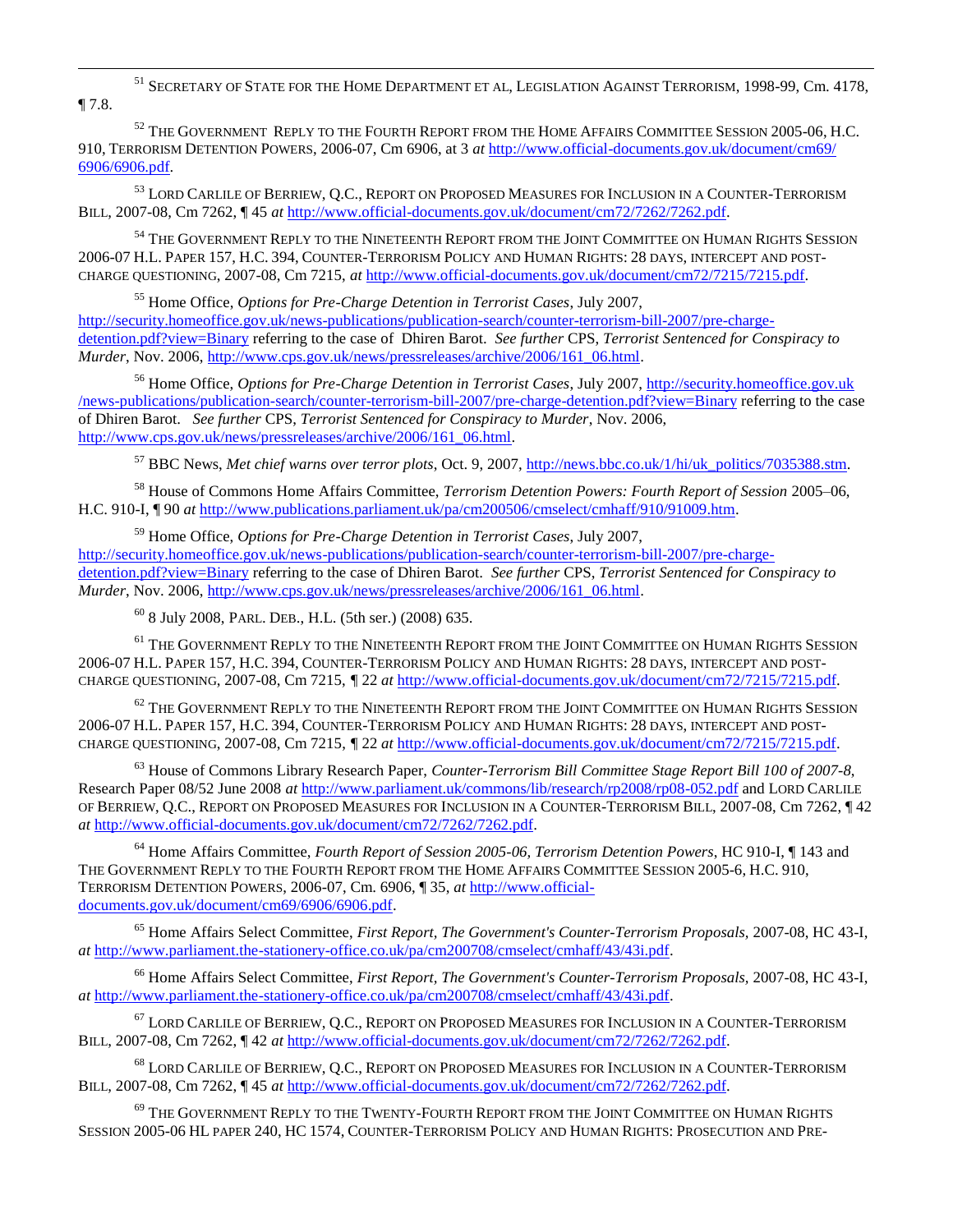[51] SECRETARY OF STATE FOR THE HOME DEPARTMENT ET AL, LEGISLATION AGAINST TERRORISM, 1998-99, Cm. 4178, ¶ 7.8.

[52] THE GOVERNMENT REPLY TO THE FOURTH REPORT FROM THE HOME AFFAIRS COMMITTEE SESSION 2005-06, H.C. 910, TERRORISM DETENTION POWERS, 2006-07, Cm 6906, at 3 *at* http://www.official-documents.gov.uk/document/cm69/6906/6906.pdf.

[53] LORD CARLILE OF BERRIEW, Q.C., REPORT ON PROPOSED MEASURES FOR INCLUSION IN A COUNTER-TERRORISM BILL, 2007-08, Cm 7262, ¶ 45 *at* http://www.official-documents.gov.uk/document/cm72/7262/7262.pdf.

[54] THE GOVERNMENT REPLY TO THE NINETEENTH REPORT FROM THE JOINT COMMITTEE ON HUMAN RIGHTS SESSION 2006-07 H.L. PAPER 157, H.C. 394, COUNTER-TERRORISM POLICY AND HUMAN RIGHTS: 28 DAYS, INTERCEPT AND POST-CHARGE QUESTIONING, 2007-08, Cm 7215, *at* http://www.official-documents.gov.uk/document/cm72/7215/7215.pdf.

[55] Home Office, *Options for Pre-Charge Detention in Terrorist Cases*, July 2007, http://security.homeoffice.gov.uk/news-publications/publication-search/counter-terrorism-bill-2007/pre-charge-detention.pdf?view=Binary referring to the case of Dhiren Barot. *See further* CPS, *Terrorist Sentenced for Conspiracy to Murder*, Nov. 2006, http://www.cps.gov.uk/news/pressreleases/archive/2006/161_06.html.

[56] Home Office, *Options for Pre-Charge Detention in Terrorist Cases*, July 2007, http://security.homeoffice.gov.uk/news-publications/publication-search/counter-terrorism-bill-2007/pre-charge-detention.pdf?view=Binary referring to the case of Dhiren Barot. *See further* CPS, *Terrorist Sentenced for Conspiracy to Murder*, Nov. 2006, http://www.cps.gov.uk/news/pressreleases/archive/2006/161_06.html.

[57] BBC News, *Met chief warns over terror plots*, Oct. 9, 2007, http://news.bbc.co.uk/1/hi/uk_politics/7035388.stm.

[58] House of Commons Home Affairs Committee, *Terrorism Detention Powers: Fourth Report of Session* 2005–06, H.C. 910-I, ¶ 90 *at* http://www.publications.parliament.uk/pa/cm200506/cmselect/cmhaff/910/91009.htm.

[59] Home Office, *Options for Pre-Charge Detention in Terrorist Cases*, July 2007, http://security.homeoffice.gov.uk/news-publications/publication-search/counter-terrorism-bill-2007/pre-charge-detention.pdf?view=Binary referring to the case of Dhiren Barot. *See further* CPS, *Terrorist Sentenced for Conspiracy to Murder*, Nov. 2006, http://www.cps.gov.uk/news/pressreleases/archive/2006/161_06.html.

[60] 8 July 2008, PARL. DEB., H.L. (5th ser.) (2008) 635.

[61] THE GOVERNMENT REPLY TO THE NINETEENTH REPORT FROM THE JOINT COMMITTEE ON HUMAN RIGHTS SESSION 2006-07 H.L. PAPER 157, H.C. 394, COUNTER-TERRORISM POLICY AND HUMAN RIGHTS: 28 DAYS, INTERCEPT AND POST-CHARGE QUESTIONING, 2007-08, Cm 7215, *¶* 22 *at* http://www.official-documents.gov.uk/document/cm72/7215/7215.pdf.

[62] THE GOVERNMENT REPLY TO THE NINETEENTH REPORT FROM THE JOINT COMMITTEE ON HUMAN RIGHTS SESSION 2006-07 H.L. PAPER 157, H.C. 394, COUNTER-TERRORISM POLICY AND HUMAN RIGHTS: 28 DAYS, INTERCEPT AND POST-CHARGE QUESTIONING, 2007-08, Cm 7215, *¶* 22 *at* http://www.official-documents.gov.uk/document/cm72/7215/7215.pdf.

[63] House of Commons Library Research Paper, *Counter-Terrorism Bill Committee Stage Report Bill 100 of 2007-8*, Research Paper 08/52 June 2008 *at* http://www.parliament.uk/commons/lib/research/rp2008/rp08-052.pdf and LORD CARLILE OF BERRIEW, Q.C., REPORT ON PROPOSED MEASURES FOR INCLUSION IN A COUNTER-TERRORISM BILL, 2007-08, Cm 7262, ¶ 42 *at* http://www.official-documents.gov.uk/document/cm72/7262/7262.pdf.

[64] Home Affairs Committee, *Fourth Report of Session 2005-06, Terrorism Detention Powers*, HC 910-I, ¶ 143 and THE GOVERNMENT REPLY TO THE FOURTH REPORT FROM THE HOME AFFAIRS COMMITTEE SESSION 2005-6, H.C. 910, TERRORISM DETENTION POWERS, 2006-07, Cm. 6906, ¶ 35, *at* http://www.official-documents.gov.uk/document/cm69/6906/6906.pdf.

[65] Home Affairs Select Committee, *First Report, The Government's Counter-Terrorism Proposals*, 2007-08, HC 43-I, *at* http://www.parliament.the-stationery-office.co.uk/pa/cm200708/cmselect/cmhaff/43/43i.pdf.

[66] Home Affairs Select Committee, *First Report, The Government's Counter-Terrorism Proposals*, 2007-08, HC 43-I, *at* http://www.parliament.the-stationery-office.co.uk/pa/cm200708/cmselect/cmhaff/43/43i.pdf.

[67] LORD CARLILE OF BERRIEW, Q.C., REPORT ON PROPOSED MEASURES FOR INCLUSION IN A COUNTER-TERRORISM BILL, 2007-08, Cm 7262, ¶ 42 *at* http://www.official-documents.gov.uk/document/cm72/7262/7262.pdf.

[68] LORD CARLILE OF BERRIEW, Q.C., REPORT ON PROPOSED MEASURES FOR INCLUSION IN A COUNTER-TERRORISM BILL, 2007-08, Cm 7262, ¶ 45 *at* http://www.official-documents.gov.uk/document/cm72/7262/7262.pdf.

[69] THE GOVERNMENT REPLY TO THE TWENTY-FOURTH REPORT FROM THE JOINT COMMITTEE ON HUMAN RIGHTS SESSION 2005-06 HL PAPER 240, HC 1574, COUNTER-TERRORISM POLICY AND HUMAN RIGHTS: PROSECUTION AND PRE-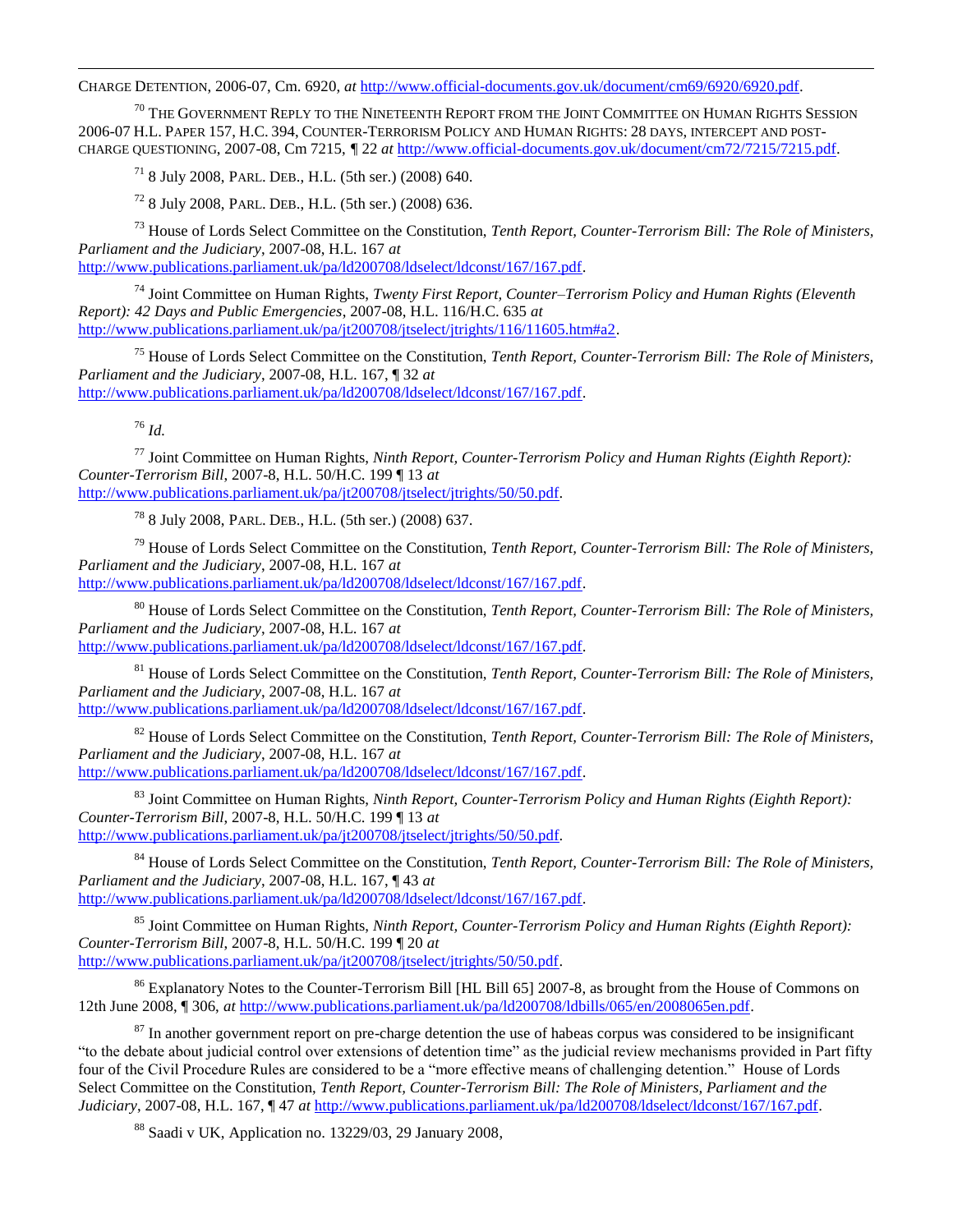CHARGE DETENTION, 2006-07, Cm. 6920, *at* http://www.official-documents.gov.uk/document/cm69/6920/6920.pdf.

[70] THE GOVERNMENT REPLY TO THE NINETEENTH REPORT FROM THE JOINT COMMITTEE ON HUMAN RIGHTS SESSION 2006-07 H.L. PAPER 157, H.C. 394, COUNTER-TERRORISM POLICY AND HUMAN RIGHTS: 28 DAYS, INTERCEPT AND POST-CHARGE QUESTIONING, 2007-08, Cm 7215, *¶* 22 *at* http://www.official-documents.gov.uk/document/cm72/7215/7215.pdf.

[71] 8 July 2008, PARL. DEB., H.L. (5th ser.) (2008) 640.

[72] 8 July 2008, PARL. DEB., H.L. (5th ser.) (2008) 636.

[73] House of Lords Select Committee on the Constitution, *Tenth Report, Counter-Terrorism Bill: The Role of Ministers, Parliament and the Judiciary*, 2007-08, H.L. 167 *at* http://www.publications.parliament.uk/pa/ld200708/ldselect/ldconst/167/167.pdf.

[74] Joint Committee on Human Rights, *Twenty First Report, Counter–Terrorism Policy and Human Rights (Eleventh Report): 42 Days and Public Emergencies*, 2007-08, H.L. 116/H.C. 635 *at* http://www.publications.parliament.uk/pa/jt200708/jtselect/jtrights/116/11605.htm#a2.

[75] House of Lords Select Committee on the Constitution, *Tenth Report, Counter-Terrorism Bill: The Role of Ministers, Parliament and the Judiciary*, 2007-08, H.L. 167, ¶ 32 *at* http://www.publications.parliament.uk/pa/ld200708/ldselect/ldconst/167/167.pdf.

[76] *Id.*

[77] Joint Committee on Human Rights, *Ninth Report, Counter-Terrorism Policy and Human Rights (Eighth Report): Counter-Terrorism Bill*, 2007-8, H.L. 50/H.C. 199 ¶ 13 *at* http://www.publications.parliament.uk/pa/jt200708/jtselect/jtrights/50/50.pdf.

[78] 8 July 2008, PARL. DEB., H.L. (5th ser.) (2008) 637.

[79] House of Lords Select Committee on the Constitution, *Tenth Report, Counter-Terrorism Bill: The Role of Ministers, Parliament and the Judiciary*, 2007-08, H.L. 167 *at* http://www.publications.parliament.uk/pa/ld200708/ldselect/ldconst/167/167.pdf.

[80] House of Lords Select Committee on the Constitution, *Tenth Report, Counter-Terrorism Bill: The Role of Ministers, Parliament and the Judiciary*, 2007-08, H.L. 167 *at* http://www.publications.parliament.uk/pa/ld200708/ldselect/ldconst/167/167.pdf.

[81] House of Lords Select Committee on the Constitution, *Tenth Report, Counter-Terrorism Bill: The Role of Ministers, Parliament and the Judiciary*, 2007-08, H.L. 167 *at* http://www.publications.parliament.uk/pa/ld200708/ldselect/ldconst/167/167.pdf.

[82] House of Lords Select Committee on the Constitution, *Tenth Report, Counter-Terrorism Bill: The Role of Ministers, Parliament and the Judiciary*, 2007-08, H.L. 167 *at* http://www.publications.parliament.uk/pa/ld200708/ldselect/ldconst/167/167.pdf.

[83] Joint Committee on Human Rights, *Ninth Report, Counter-Terrorism Policy and Human Rights (Eighth Report): Counter-Terrorism Bill*, 2007-8, H.L. 50/H.C. 199 ¶ 13 *at* http://www.publications.parliament.uk/pa/jt200708/jtselect/jtrights/50/50.pdf.

[84] House of Lords Select Committee on the Constitution, *Tenth Report, Counter-Terrorism Bill: The Role of Ministers, Parliament and the Judiciary*, 2007-08, H.L. 167, ¶ 43 *at* http://www.publications.parliament.uk/pa/ld200708/ldselect/ldconst/167/167.pdf.

[85] Joint Committee on Human Rights, *Ninth Report, Counter-Terrorism Policy and Human Rights (Eighth Report): Counter-Terrorism Bill*, 2007-8, H.L. 50/H.C. 199 ¶ 20 *at* http://www.publications.parliament.uk/pa/jt200708/jtselect/jtrights/50/50.pdf.

[86] Explanatory Notes to the Counter-Terrorism Bill [HL Bill 65] 2007-8, as brought from the House of Commons on 12th June 2008, ¶ 306, *at* http://www.publications.parliament.uk/pa/ld200708/ldbills/065/en/2008065en.pdf.

[87] In another government report on pre-charge detention the use of habeas corpus was considered to be insignificant "to the debate about judicial control over extensions of detention time" as the judicial review mechanisms provided in Part fifty four of the Civil Procedure Rules are considered to be a "more effective means of challenging detention." House of Lords Select Committee on the Constitution, *Tenth Report, Counter-Terrorism Bill: The Role of Ministers, Parliament and the Judiciary*, 2007-08, H.L. 167, ¶ 47 *at* http://www.publications.parliament.uk/pa/ld200708/ldselect/ldconst/167/167.pdf.

[88] Saadi v UK, Application no. 13229/03, 29 January 2008,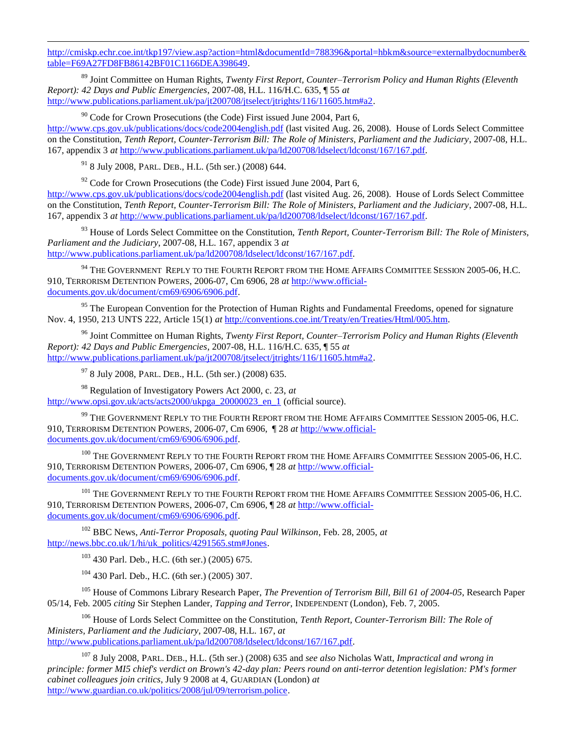http://cmiskp.echr.coe.int/tkp197/view.asp?action=html&documentId=788396&portal=hbkm&source=externalbydocnumber&table=F69A27FD8FB86142BF01C1166DEA398649.

[89] Joint Committee on Human Rights, *Twenty First Report, Counter–Terrorism Policy and Human Rights (Eleventh Report): 42 Days and Public Emergencies*, 2007-08, H.L. 116/H.C. 635, ¶ 55 *at* http://www.publications.parliament.uk/pa/jt200708/jtselect/jtrights/116/11605.htm#a2.

[90] Code for Crown Prosecutions (the Code) First issued June 2004, Part 6, http://www.cps.gov.uk/publications/docs/code2004english.pdf (last visited Aug. 26, 2008). House of Lords Select Committee on the Constitution, *Tenth Report, Counter-Terrorism Bill: The Role of Ministers, Parliament and the Judiciary*, 2007-08, H.L. 167, appendix 3 *at* http://www.publications.parliament.uk/pa/ld200708/ldselect/ldconst/167/167.pdf.

[91] 8 July 2008, PARL. DEB., H.L. (5th ser.) (2008) 644.

[92] Code for Crown Prosecutions (the Code) First issued June 2004, Part 6, http://www.cps.gov.uk/publications/docs/code2004english.pdf (last visited Aug. 26, 2008). House of Lords Select Committee on the Constitution, *Tenth Report, Counter-Terrorism Bill: The Role of Ministers, Parliament and the Judiciary*, 2007-08, H.L. 167, appendix 3 *at* http://www.publications.parliament.uk/pa/ld200708/ldselect/ldconst/167/167.pdf.

[93] House of Lords Select Committee on the Constitution, *Tenth Report, Counter-Terrorism Bill: The Role of Ministers, Parliament and the Judiciary*, 2007-08, H.L. 167, appendix 3 *at* http://www.publications.parliament.uk/pa/ld200708/ldselect/ldconst/167/167.pdf.

[94] THE GOVERNMENT REPLY TO THE FOURTH REPORT FROM THE HOME AFFAIRS COMMITTEE SESSION 2005-06, H.C. 910, TERRORISM DETENTION POWERS, 2006-07, Cm 6906, 28 *at* http://www.official-documents.gov.uk/document/cm69/6906/6906.pdf.

[95] The European Convention for the Protection of Human Rights and Fundamental Freedoms, opened for signature Nov. 4, 1950, 213 UNTS 222, Article 15(1) *at* http://conventions.coe.int/Treaty/en/Treaties/Html/005.htm.

[96] Joint Committee on Human Rights, *Twenty First Report, Counter–Terrorism Policy and Human Rights (Eleventh Report): 42 Days and Public Emergencies*, 2007-08, H.L. 116/H.C. 635, ¶ 55 *at* http://www.publications.parliament.uk/pa/jt200708/jtselect/jtrights/116/11605.htm#a2.

[97] 8 July 2008, PARL. DEB., H.L. (5th ser.) (2008) 635.

[98] Regulation of Investigatory Powers Act 2000, c. 23, *at* http://www.opsi.gov.uk/acts/acts2000/ukpga_20000023_en_1 (official source).

[99] THE GOVERNMENT REPLY TO THE FOURTH REPORT FROM THE HOME AFFAIRS COMMITTEE SESSION 2005-06, H.C. 910, TERRORISM DETENTION POWERS, 2006-07, Cm 6906, ¶ 28 *at* http://www.official-documents.gov.uk/document/cm69/6906/6906.pdf.

[100] THE GOVERNMENT REPLY TO THE FOURTH REPORT FROM THE HOME AFFAIRS COMMITTEE SESSION 2005-06, H.C. 910, TERRORISM DETENTION POWERS, 2006-07, Cm 6906, ¶ 28 *at* http://www.official-documents.gov.uk/document/cm69/6906/6906.pdf.

[101] THE GOVERNMENT REPLY TO THE FOURTH REPORT FROM THE HOME AFFAIRS COMMITTEE SESSION 2005-06, H.C. 910, TERRORISM DETENTION POWERS, 2006-07, Cm 6906, ¶ 28 *at* http://www.official-documents.gov.uk/document/cm69/6906/6906.pdf.

[102] BBC News, *Anti-Terror Proposals, quoting Paul Wilkinson*, Feb. 28, 2005, *at* http://news.bbc.co.uk/1/hi/uk_politics/4291565.stm#Jones.

[103] 430 Parl. Deb., H.C. (6th ser.) (2005) 675.

[104] 430 Parl. Deb., H.C. (6th ser.) (2005) 307.

[105] House of Commons Library Research Paper, *The Prevention of Terrorism Bill, Bill 61 of 2004-05*, Research Paper 05/14, Feb. 2005 *citing* Sir Stephen Lander, *Tapping and Terror*, INDEPENDENT (London), Feb. 7, 2005.

[106] House of Lords Select Committee on the Constitution, *Tenth Report, Counter-Terrorism Bill: The Role of Ministers, Parliament and the Judiciary*, 2007-08, H.L. 167, *at* http://www.publications.parliament.uk/pa/ld200708/ldselect/ldconst/167/167.pdf.

[107] 8 July 2008, PARL. DEB., H.L. (5th ser.) (2008) 635 and *see also* Nicholas Watt, *Impractical and wrong in principle: former MI5 chief's verdict on Brown's 42-day plan: Peers round on anti-terror detention legislation: PM's former cabinet colleagues join critics*, July 9 2008 at 4, GUARDIAN (London) *at* http://www.guardian.co.uk/politics/2008/jul/09/terrorism.police.